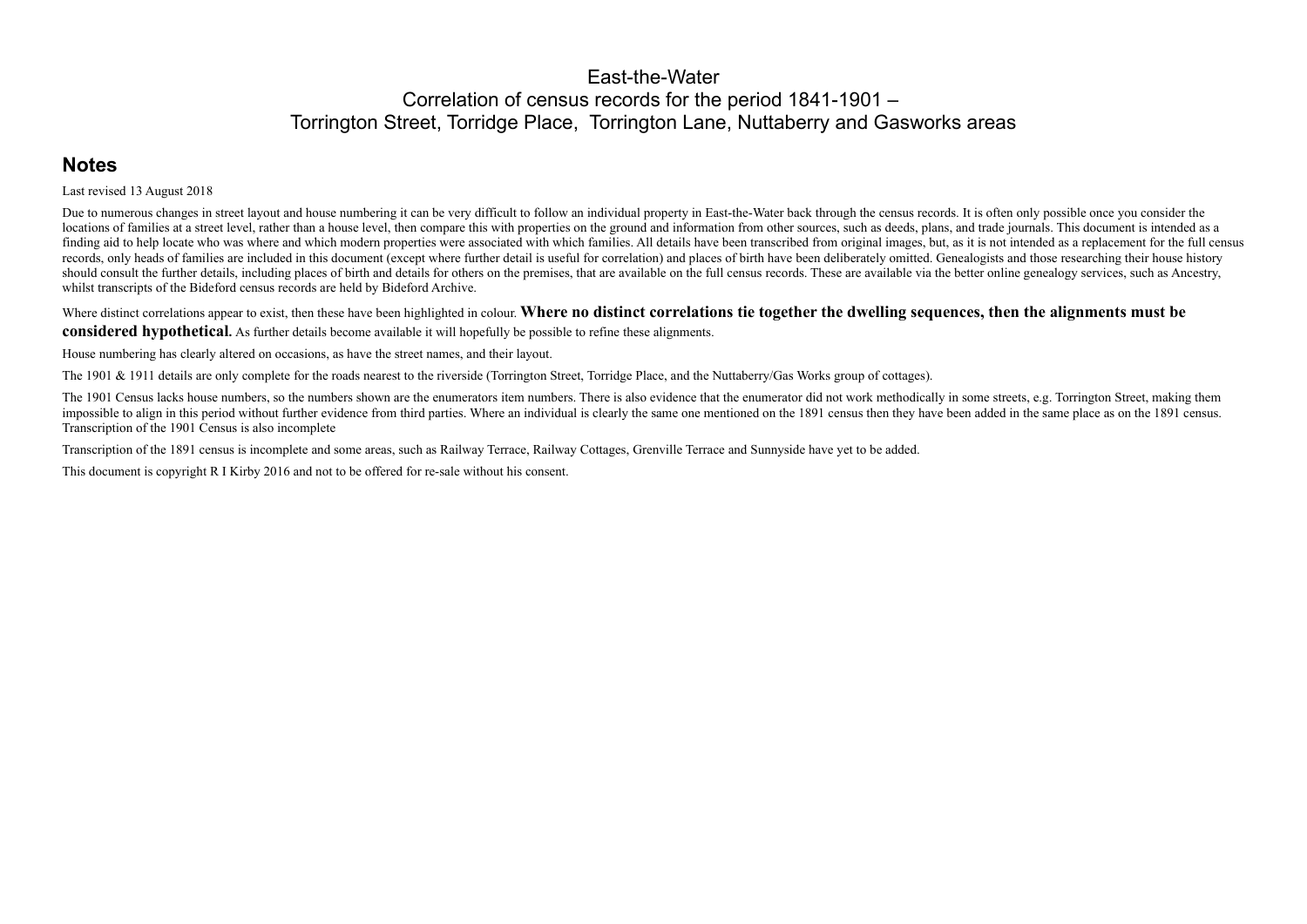# East-the-Water
# Correlation of census records for the period 1841-1901 – Torrington Street, Torridge Place, Torrington Lane, Nuttaberry and Gasworks areas

## Notes

Last revised 13 August 2018

Due to numerous changes in street layout and house numbering it can be very difficult to follow an individual property in East-the-Water back through the census records. It is often only possible once you consider the locations of families at a street level, rather than a house level, then compare this with properties on the ground and information from other sources, such as deeds, plans, and trade journals. This document is intended as a finding aid to help locate who was where and which modern properties were associated with which families. All details have been transcribed from original images, but, as it is not intended as a replacement for the full census records, only heads of families are included in this document (except where further detail is useful for correlation) and places of birth have been deliberately omitted. Genealogists and those researching their house history should consult the further details, including places of birth and details for others on the premises, that are available on the full census records. These are available via the better online genealogy services, such as Ancestry, whilst transcripts of the Bideford census records are held by Bideford Archive.

Where distinct correlations appear to exist, then these have been highlighted in colour. **Where no distinct correlations tie together the dwelling sequences, then the alignments must be considered hypothetical.** As further details become available it will hopefully be possible to refine these alignments.

House numbering has clearly altered on occasions, as have the street names, and their layout.

The 1901 & 1911 details are only complete for the roads nearest to the riverside (Torrington Street, Torridge Place, and the Nuttaberry/Gas Works group of cottages).

The 1901 Census lacks house numbers, so the numbers shown are the enumerators item numbers. There is also evidence that the enumerator did not work methodically in some streets, e.g. Torrington Street, making them impossible to align in this period without further evidence from third parties. Where an individual is clearly the same one mentioned on the 1891 census then they have been added in the same place as on the 1891 census. Transcription of the 1901 Census is also incomplete

Transcription of the 1891 census is incomplete and some areas, such as Railway Terrace, Railway Cottages, Grenville Terrace and Sunnyside have yet to be added.

This document is copyright R I Kirby 2016 and not to be offered for re-sale without his consent.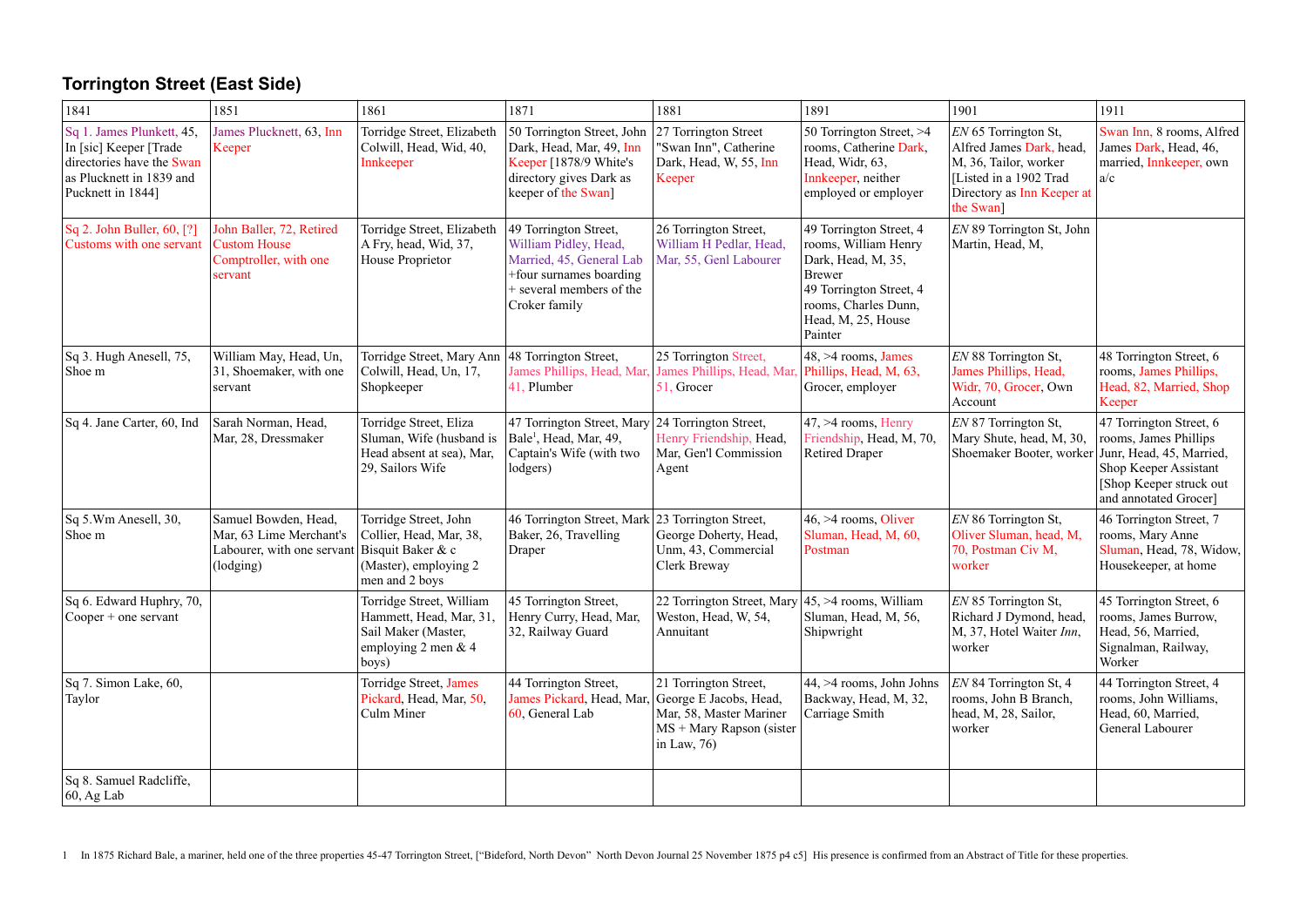## Torrington Street (East Side)

| 1841 | 1851 | 1861 | 1871 | 1881 | 1891 | 1901 | 1911 |
|---|---|---|---|---|---|---|---|
| Sq 1. James Plunkett, 45, In [sic] Keeper [Trade directories have the Swan as Plucknett in 1839 and Pucknett in 1844] | James Plucknett, 63, Inn Keeper | Torridge Street, Elizabeth Colwill, Head, Wid, 40, Innkeeper | 50 Torrington Street, John Dark, Head, Mar, 49, Inn Keeper [1878/9 White's directory gives Dark as keeper of the Swan] | 27 Torrington Street "Swan Inn", Catherine Dark, Head, W, 55, Inn Keeper | 50 Torrington Street, >4 rooms, Catherine Dark, Head, Widr, 63, Innkeeper, neither employed or employer | *EN* 65 Torrington St, Alfred James Dark, head, M, 36, Tailor, worker [Listed in a 1902 Trad Directory as Inn Keeper at the Swan] | Swan Inn, 8 rooms, Alfred James Dark, Head, 46, married, Innkeeper, own a/c |
| Sq 2. John Buller, 60, [?] Customs with one servant | John Baller, 72, Retired Custom House Comptroller, with one servant | Torridge Street, Elizabeth A Fry, head, Wid, 37, House Proprietor | 49 Torrington Street, William Pidley, Head, Married, 45, General Lab +four surnames boarding + several members of the Croker family | 26 Torrington Street, William H Pedlar, Head, Mar, 55, Genl Labourer | 49 Torrington Street, 4 rooms, William Henry Dark, Head, M, 35, Brewer<br>49 Torrington Street, 4 rooms, Charles Dunn, Head, M, 25, House Painter | *EN* 89 Torrington St, John Martin, Head, M, | |
| Sq 3. Hugh Anesell, 75, Shoe m | William May, Head, Un, 31, Shoemaker, with one servant | Torridge Street, Mary Ann Colwill, Head, Un, 17, Shopkeeper | 48 Torrington Street, James Phillips, Head, Mar, 41, Plumber | 25 Torrington Street, James Phillips, Head, Mar, 51, Grocer | 48, >4 rooms, James Phillips, Head, M, 63, Grocer, employer | *EN* 88 Torrington St, James Phillips, Head, Widr, 70, Grocer, Own Account | 48 Torrington Street, 6 rooms, James Phillips, Head, 82, Married, Shop Keeper |
| Sq 4. Jane Carter, 60, Ind | Sarah Norman, Head, Mar, 28, Dressmaker | Torridge Street, Eliza Sluman, Wife (husband is Head absent at sea), Mar, 29, Sailors Wife | 47 Torrington Street, Mary Bale[1], Head, Mar, 49, Captain's Wife (with two lodgers) | 24 Torrington Street, Henry Friendship, Head, Mar, Gen'l Commission Agent | 47, >4 rooms, Henry Friendship, Head, M, 70, Retired Draper | *EN* 87 Torrington St, Mary Shute, head, M, 30, Shoemaker Booter, worker | 47 Torrington Street, 6 rooms, James Phillips Junr, Head, 45, Married, Shop Keeper Assistant [Shop Keeper struck out and annotated Grocer] |
| Sq 5.Wm Anesell, 30, Shoe m | Samuel Bowden, Head, Mar, 63 Lime Merchant's Labourer, with one servant (lodging) | Torridge Street, John Collier, Head, Mar, 38, Bisquit Baker & c (Master), employing 2 men and 2 boys | 46 Torrington Street, Mark Baker, 26, Travelling Draper | 23 Torrington Street, George Doherty, Head, Unm, 43, Commercial Clerk Breway | 46, >4 rooms, Oliver Sluman, Head, M, 60, Postman | *EN* 86 Torrington St, Oliver Sluman, head, M, 70, Postman Civ M, worker | 46 Torrington Street, 7 rooms, Mary Anne Sluman, Head, 78, Widow, Housekeeper, at home |
| Sq 6. Edward Huphry, 70, Cooper + one servant | | Torridge Street, William Hammett, Head, Mar, 31, Sail Maker (Master, employing 2 men & 4 boys) | 45 Torrington Street, Henry Curry, Head, Mar, 32, Railway Guard | 22 Torrington Street, Mary Weston, Head, W, 54, Annuitant | 45, >4 rooms, William Sluman, Head, M, 56, Shipwright | *EN* 85 Torrington St, Richard J Dymond, head, M, 37, Hotel Waiter *Inn*, worker | 45 Torrington Street, 6 rooms, James Burrow, Head, 56, Married, Signalman, Railway, Worker |
| Sq 7. Simon Lake, 60, Taylor | | Torridge Street, James Pickard, Head, Mar, 50, Culm Miner | 44 Torrington Street, James Pickard, Head, Mar, 60, General Lab | 21 Torrington Street, George E Jacobs, Head, Mar, 58, Master Mariner MS + Mary Rapson (sister in Law, 76) | 44, >4 rooms, John Johns Backway, Head, M, 32, Carriage Smith | *EN* 84 Torrington St, 4 rooms, John B Branch, head, M, 28, Sailor, worker | 44 Torrington Street, 4 rooms, John Williams, Head, 60, Married, General Labourer |
| Sq 8. Samuel Radcliffe, 60, Ag Lab | | | | | | | |

1 In 1875 Richard Bale, a mariner, held one of the three properties 45-47 Torrington Street, ["Bideford, North Devon" North Devon Journal 25 November 1875 p4 c5] His presence is confirmed from an Abstract of Title for these properties.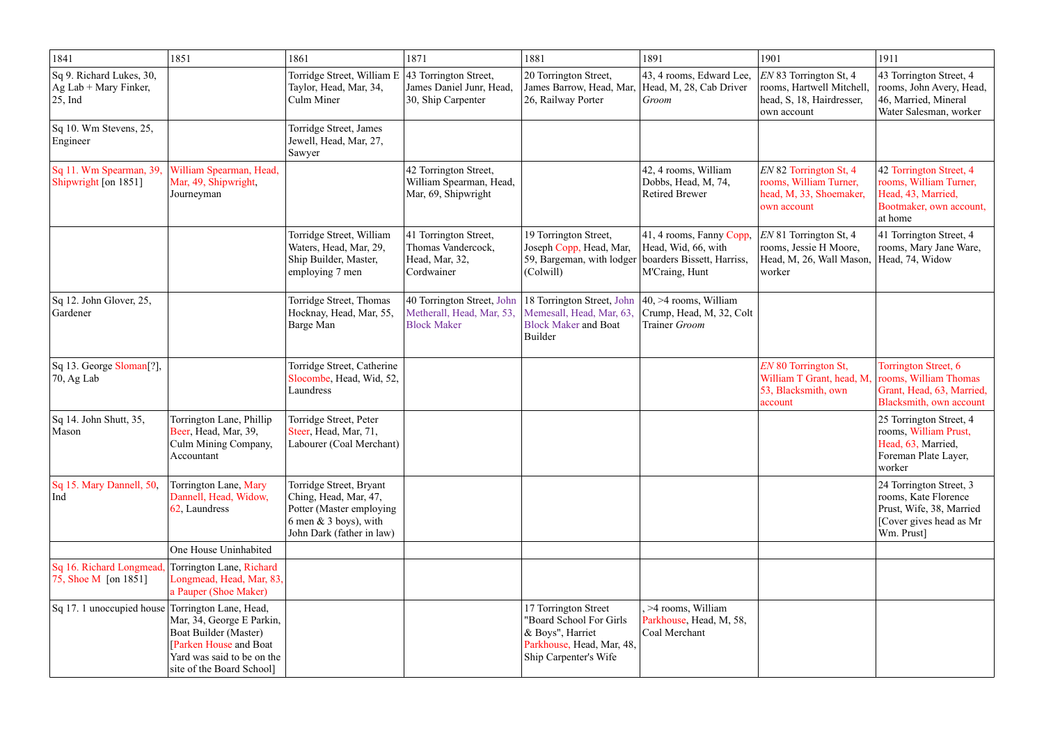| 1841 | 1851 | 1861 | 1871 | 1881 | 1891 | 1901 | 1911 |
|---|---|---|---|---|---|---|---|
| Sq 9. Richard Lukes, 30, Ag Lab + Mary Finker, 25, Ind | | Torridge Street, William E Taylor, Head, Mar, 34, Culm Miner | 43 Torrington Street, James Daniel Junr, Head, 30, Ship Carpenter | 20 Torrington Street, James Barrow, Head, Mar, 26, Railway Porter | 43, 4 rooms, Edward Lee, Head, M, 28, Cab Driver *Groom* | *EN* 83 Torrington St, 4 rooms, Hartwell Mitchell, head, S, 18, Hairdresser, own account | 43 Torrington Street, 4 rooms, John Avery, Head, 46, Married, Mineral Water Salesman, worker |
| Sq 10. Wm Stevens, 25, Engineer | | Torridge Street, James Jewell, Head, Mar, 27, Sawyer | | | | | |
| Sq 11. Wm Spearman, 39, Shipwright [on 1851] | William Spearman, Head, Mar, 49, Shipwright, Journeyman | | 42 Torrington Street, William Spearman, Head, Mar, 69, Shipwright | | 42, 4 rooms, William Dobbs, Head, M, 74, Retired Brewer | *EN* 82 Torrington St, 4 rooms, William Turner, head, M, 33, Shoemaker, own account | 42 Torrington Street, 4 rooms, William Turner, Head, 43, Married, Bootmaker, own account, at home |
| | | Torridge Street, William Waters, Head, Mar, 29, Ship Builder, Master, employing 7 men | 41 Torrington Street, Thomas Vandercock, Head, Mar, 32, Cordwainer | 19 Torrington Street, Joseph Copp, Head, Mar, 59, Bargeman, with lodger (Colwill) | 41, 4 rooms, Fanny Copp, Head, Wid, 66, with boarders Bissett, Harriss, M'Craing, Hunt | *EN* 81 Torrington St, 4 rooms, Jessie H Moore, Head, M, 26, Wall Mason, worker | 41 Torrington Street, 4 rooms, Mary Jane Ware, Head, 74, Widow |
| Sq 12. John Glover, 25, Gardener | | Torridge Street, Thomas Hocknay, Head, Mar, 55, Barge Man | 40 Torrington Street, John Metherall, Head, Mar, 53, Block Maker | 18 Torrington Street, John Memesall, Head, Mar, 63, Block Maker and Boat Builder | 40, >4 rooms, William Crump, Head, M, 32, Colt Trainer *Groom* | | |
| Sq 13. George Sloman[?], 70, Ag Lab | | Torridge Street, Catherine Slocombe, Head, Wid, 52, Laundress | | | | *EN* 80 Torrington St, William T Grant, head, M, 53, Blacksmith, own account | Torrington Street, 6 rooms, William Thomas Grant, Head, 63, Married, Blacksmith, own account |
| Sq 14. John Shutt, 35, Mason | Torrington Lane, Phillip Beer, Head, Mar, 39, Culm Mining Company, Accountant | Torridge Street, Peter Steer, Head, Mar, 71, Labourer (Coal Merchant) | | | | | 25 Torrington Street, 4 rooms, William Prust, Head, 63, Married, Foreman Plate Layer, worker |
| Sq 15. Mary Dannell, 50, Ind | Torrington Lane, Mary Dannell, Head, Widow, 62, Laundress | Torridge Street, Bryant Ching, Head, Mar, 47, Potter (Master employing 6 men & 3 boys), with John Dark (father in law) | | | | | 24 Torrington Street, 3 rooms, Kate Florence Prust, Wife, 38, Married [Cover gives head as Mr Wm. Prust] |
| | One House Uninhabited | | | | | | |
| Sq 16. Richard Longmead, 75, Shoe M [on 1851] | Torrington Lane, Richard Longmead, Head, Mar, 83, a Pauper (Shoe Maker) | | | | | | |
| Sq 17. 1 unoccupied house | Torrington Lane, Head, Mar, 34, George E Parkin, Boat Builder (Master) [Parken House and Boat Yard was said to be on the site of the Board School] | | | 17 Torrington Street "Board School For Girls & Boys", Harriet Parkhouse, Head, Mar, 48, Ship Carpenter's Wife | , >4 rooms, William Parkhouse, Head, M, 58, Coal Merchant | | |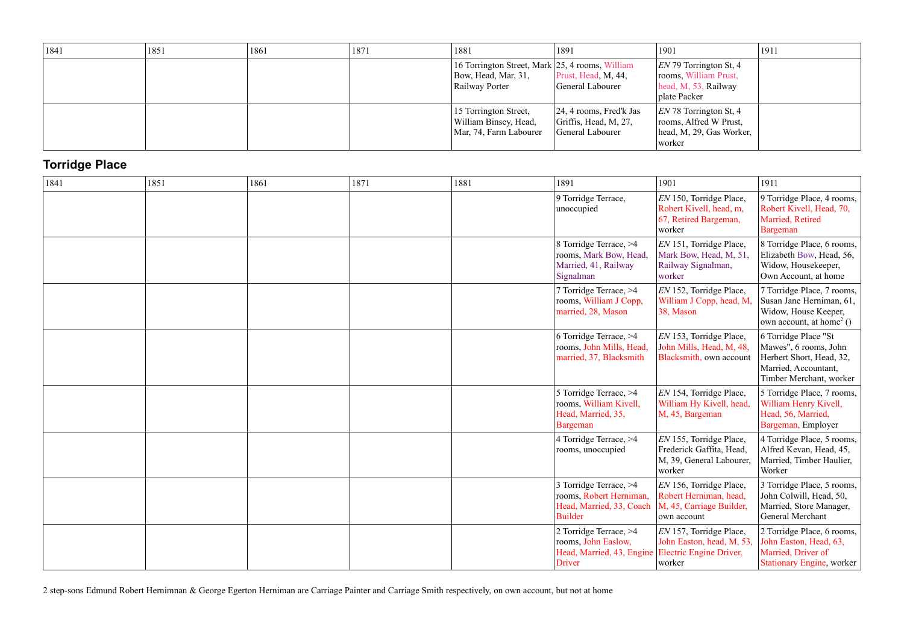| 1841 | 1851 | 1861 | 1871 | 1881 | 1891 | 1901 | 1911 |
|---|---|---|---|---|---|---|---|
| | | | | 16 Torrington Street, Mark Bow, Head, Mar, 31, Railway Porter | 25, 4 rooms, William Prust, Head, M, 44, General Labourer | *EN* 79 Torrington St, 4 rooms, William Prust, head, M, 53, Railway plate Packer | |
| | | | | 15 Torrington Street, William Binsey, Head, Mar, 74, Farm Labourer | 24, 4 rooms, Fred'k Jas Griffis, Head, M, 27, General Labourer | *EN* 78 Torrington St, 4 rooms, Alfred W Prust, head, M, 29, Gas Worker, worker | |

## Torridge Place

| 1841 | 1851 | 1861 | 1871 | 1881 | 1891 | 1901 | 1911 |
|---|---|---|---|---|---|---|---|
| | | | | | 9 Torridge Terrace, unoccupied | *EN* 150, Torridge Place, Robert Kivell, head, m, 67, Retired Bargeman, worker | 9 Torridge Place, 4 rooms, Robert Kivell, Head, 70, Married, Retired Bargeman |
| | | | | | 8 Torridge Terrace, >4 rooms, Mark Bow, Head, Married, 41, Railway Signalman | *EN* 151, Torridge Place, Mark Bow, Head, M, 51, Railway Signalman, worker | 8 Torridge Place, 6 rooms, Elizabeth Bow, Head, 56, Widow, Housekeeper, Own Account, at home |
| | | | | | 7 Torridge Terrace, >4 rooms, William J Copp, married, 28, Mason | *EN* 152, Torridge Place, William J Copp, head, M, 38, Mason | 7 Torridge Place, 7 rooms, Susan Jane Herniman, 61, Widow, House Keeper, own account, at home[2] () |
| | | | | | 6 Torridge Terrace, >4 rooms, John Mills, Head, married, 37, Blacksmith | *EN* 153, Torridge Place, John Mills, Head, M, 48, Blacksmith, own account | 6 Torridge Place "St Mawes", 6 rooms, John Herbert Short, Head, 32, Married, Accountant, Timber Merchant, worker |
| | | | | | 5 Torridge Terrace, >4 rooms, William Kivell, Head, Married, 35, Bargeman | *EN* 154, Torridge Place, William Hy Kivell, head, M, 45, Bargeman | 5 Torridge Place, 7 rooms, William Henry Kivell, Head, 56, Married, Bargeman, Employer |
| | | | | | 4 Torridge Terrace, >4 rooms, unoccupied | *EN* 155, Torridge Place, Frederick Gaffita, Head, M, 39, General Labourer, worker | 4 Torridge Place, 5 rooms, Alfred Kevan, Head, 45, Married, Timber Haulier, Worker |
| | | | | | 3 Torridge Terrace, >4 rooms, Robert Herniman, Head, Married, 33, Coach Builder | *EN* 156, Torridge Place, Robert Herniman, head, M, 45, Carriage Builder, own account | 3 Torridge Place, 5 rooms, John Colwill, Head, 50, Married, Store Manager, General Merchant |
| | | | | | 2 Torridge Terrace, >4 rooms, John Easlow, Head, Married, 43, Engine Driver | *EN* 157, Torridge Place, John Easton, head, M, 53, Electric Engine Driver, worker | 2 Torridge Place, 6 rooms, John Easton, Head, 63, Married, Driver of Stationary Engine, worker |

2 step-sons Edmund Robert Hernimnan & George Egerton Herniman are Carriage Painter and Carriage Smith respectively, on own account, but not at home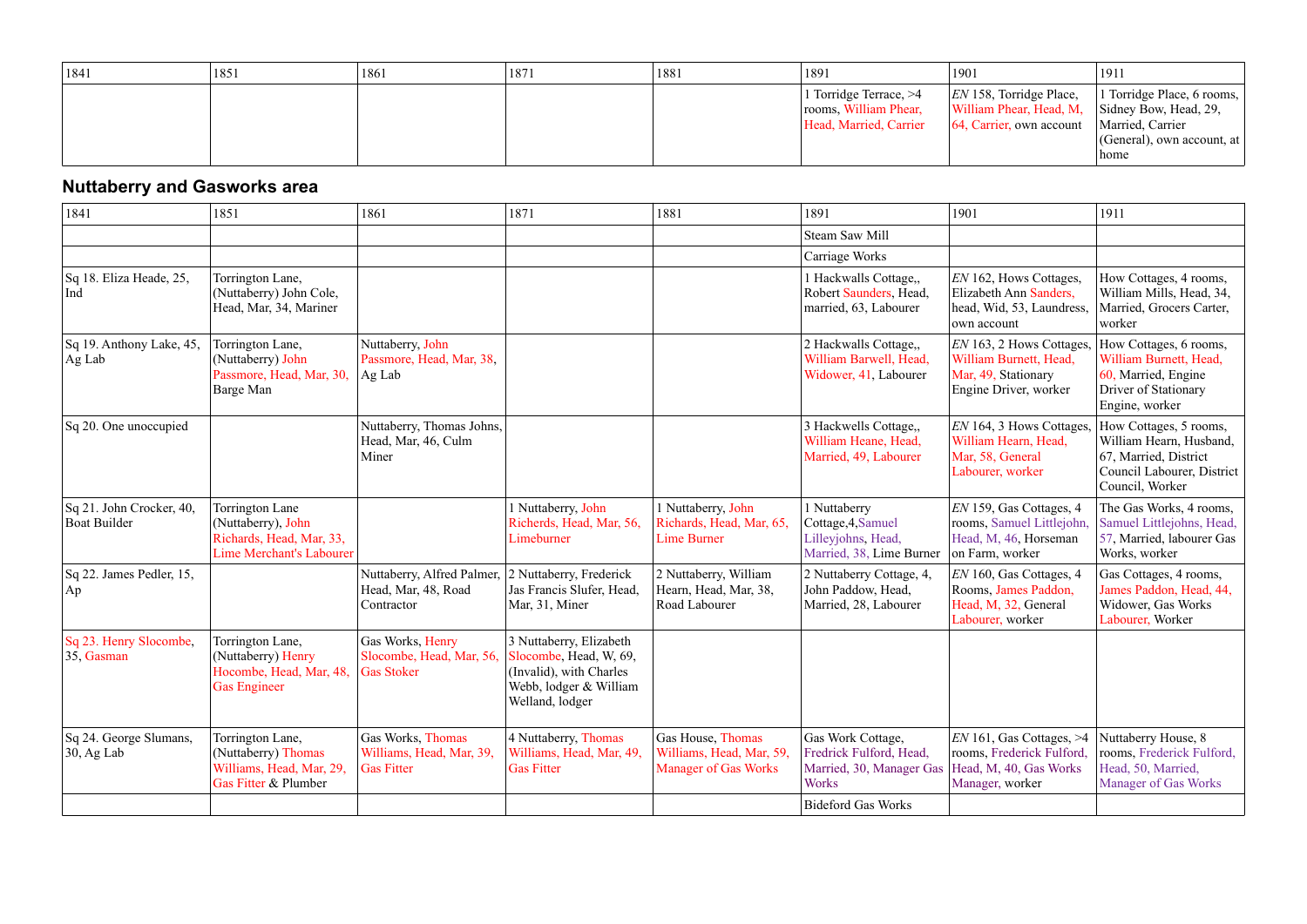| 1841 | 1851 | 1861 | 1871 | 1881 | 1891 | 1901 | 1911 |
|---|---|---|---|---|---|---|---|
| | | | | | 1 Torridge Terrace, >4 rooms, William Phear, Head, Married, Carrier | *EN* 158, Torridge Place, William Phear, Head, M, 64, Carrier, own account | 1 Torridge Place, 6 rooms, Sidney Bow, Head, 29, Married, Carrier (General), own account, at home |

## Nuttaberry and Gasworks area

| 1841 | 1851 | 1861 | 1871 | 1881 | 1891 | 1901 | 1911 |
|---|---|---|---|---|---|---|---|
| | | | | | Steam Saw Mill | | |
| | | | | | Carriage Works | | |
| Sq 18. Eliza Heade, 25, Ind | Torrington Lane, (Nuttaberry) John Cole, Head, Mar, 34, Mariner | | | | 1 Hackwalls Cottage,, Robert Saunders, Head, married, 63, Labourer | *EN* 162, Hows Cottages, Elizabeth Ann Sanders, head, Wid, 53, Laundress, own account | How Cottages, 4 rooms, William Mills, Head, 34, Married, Grocers Carter, worker |
| Sq 19. Anthony Lake, 45, Ag Lab | Torrington Lane, (Nuttaberry) John Passmore, Head, Mar, 30, Barge Man | Nuttaberry, John Passmore, Head, Mar, 38, Ag Lab | | | 2 Hackwalls Cottage,, William Barwell, Head, Widower, 41, Labourer | *EN* 163, 2 Hows Cottages, William Burnett, Head, Mar, 49, Stationary Engine Driver, worker | How Cottages, 6 rooms, William Burnett, Head, 60, Married, Engine Driver of Stationary Engine, worker |
| Sq 20. One unoccupied | | Nuttaberry, Thomas Johns, Head, Mar, 46, Culm Miner | | | 3 Hackwells Cottage,, William Heane, Head, Married, 49, Labourer | *EN* 164, 3 Hows Cottages, William Hearn, Head, Mar, 58, General Labourer, worker | How Cottages, 5 rooms, William Hearn, Husband, 67, Married, District Council Labourer, District Council, Worker |
| Sq 21. John Crocker, 40, Boat Builder | Torrington Lane (Nuttaberry), John Richards, Head, Mar, 33, Lime Merchant's Labourer | | 1 Nuttaberry, John Richerds, Head, Mar, 56, Limeburner | 1 Nuttaberry, John Richards, Head, Mar, 65, Lime Burner | 1 Nuttaberry Cottage,4,Samuel Lilleyjohns, Head, Married, 38, Lime Burner | *EN* 159, Gas Cottages, 4 rooms, Samuel Littlejohn, Head, M, 46, Horseman on Farm, worker | The Gas Works, 4 rooms, Samuel Littlejohns, Head, 57, Married, labourer Gas Works, worker |
| Sq 22. James Pedler, 15, Ap | | Nuttaberry, Alfred Palmer, Head, Mar, 48, Road Contractor | 2 Nuttaberry, Frederick Jas Francis Slufer, Head, Mar, 31, Miner | 2 Nuttaberry, William Hearn, Head, Mar, 38, Road Labourer | 2 Nuttaberry Cottage, 4, John Paddow, Head, Married, 28, Labourer | *EN* 160, Gas Cottages, 4 Rooms, James Paddon, Head, M, 32, General Labourer, worker | Gas Cottages, 4 rooms, James Paddon, Head, 44, Widower, Gas Works Labourer, Worker |
| Sq 23. Henry Slocombe, 35, Gasman | Torrington Lane, (Nuttaberry) Henry Hocombe, Head, Mar, 48, Gas Engineer | Gas Works, Henry Slocombe, Head, Mar, 56, Gas Stoker | 3 Nuttaberry, Elizabeth Slocombe, Head, W, 69, (Invalid), with Charles Webb, lodger & William Welland, lodger | | | | |
| Sq 24. George Slumans, 30, Ag Lab | Torrington Lane, (Nuttaberry) Thomas Williams, Head, Mar, 29, Gas Fitter & Plumber | Gas Works, Thomas Williams, Head, Mar, 39, Gas Fitter | 4 Nuttaberry, Thomas Williams, Head, Mar, 49, Gas Fitter | Gas House, Thomas Williams, Head, Mar, 59, Manager of Gas Works | Gas Work Cottage, Fredrick Fulford, Head, Married, 30, Manager Gas Works | *EN* 161, Gas Cottages, >4 rooms, Frederick Fulford, Head, M, 40, Gas Works Manager, worker | Nuttaberry House, 8 rooms, Frederick Fulford, Head, 50, Married, Manager of Gas Works |
| | | | | | Bideford Gas Works | | |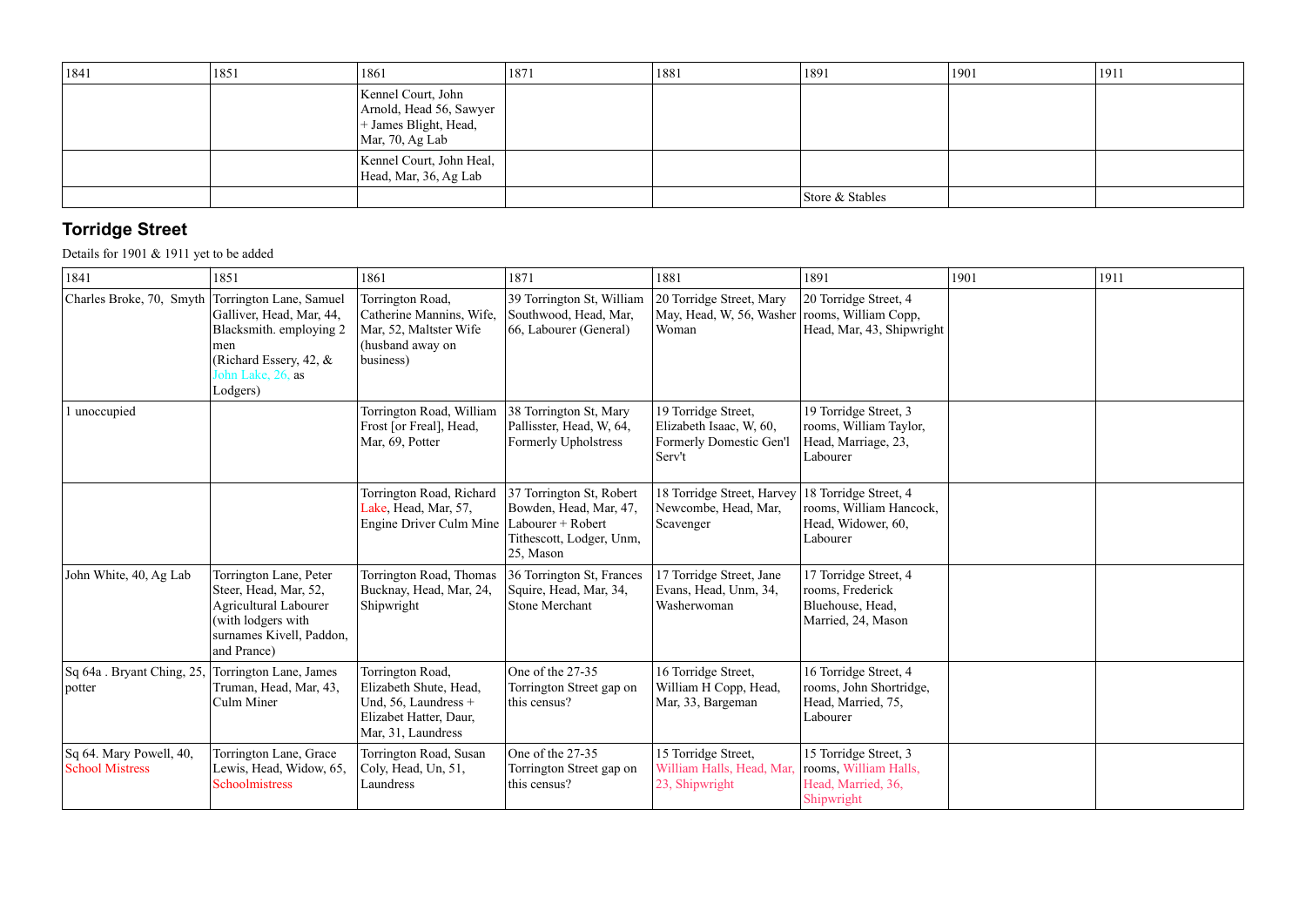| 1841 | 1851 | 1861 | 1871 | 1881 | 1891 | 1901 | 1911 |
|---|---|---|---|---|---|---|---|
| | | Kennel Court, John Arnold, Head 56, Sawyer + James Blight, Head, Mar, 70, Ag Lab | | | | | |
| | | Kennel Court, John Heal, Head, Mar, 36, Ag Lab | | | | | |
| | | | | | Store & Stables | | |

## Torridge Street

Details for 1901 & 1911 yet to be added

| 1841 | 1851 | 1861 | 1871 | 1881 | 1891 | 1901 | 1911 |
|---|---|---|---|---|---|---|---|
| Charles Broke, 70, Smyth | Torrington Lane, Samuel Galliver, Head, Mar, 44, Blacksmith. employing 2 men (Richard Essery, 42, & John Lake, 26, as Lodgers) | Torrington Road, Catherine Mannins, Wife, Mar, 52, Maltster Wife (husband away on business) | 39 Torrington St, William Southwood, Head, Mar, 66, Labourer (General) | 20 Torridge Street, Mary May, Head, W, 56, Washer Woman | 20 Torridge Street, 4 rooms, William Copp, Head, Mar, 43, Shipwright | | |
| 1 unoccupied | | Torrington Road, William Frost [or Freal], Head, Mar, 69, Potter | 38 Torrington St, Mary Pallisster, Head, W, 64, Formerly Upholstress | 19 Torridge Street, Elizabeth Isaac, W, 60, Formerly Domestic Gen'l Serv't | 19 Torridge Street, 3 rooms, William Taylor, Head, Marriage, 23, Labourer | | |
| | | Torrington Road, Richard Lake, Head, Mar, 57, Engine Driver Culm Mine | 37 Torrington St, Robert Bowden, Head, Mar, 47, Labourer + Robert Tithescott, Lodger, Unm, 25, Mason | 18 Torridge Street, Harvey Newcombe, Head, Mar, Scavenger | 18 Torridge Street, 4 rooms, William Hancock, Head, Widower, 60, Labourer | | |
| John White, 40, Ag Lab | Torrington Lane, Peter Steer, Head, Mar, 52, Agricultural Labourer (with lodgers with surnames Kivell, Paddon, and Prance) | Torrington Road, Thomas Bucknay, Head, Mar, 24, Shipwright | 36 Torrington St, Frances Squire, Head, Mar, 34, Stone Merchant | 17 Torridge Street, Jane Evans, Head, Unm, 34, Washerwoman | 17 Torridge Street, 4 rooms, Frederick Bluehouse, Head, Married, 24, Mason | | |
| Sq 64a . Bryant Ching, 25, potter | Torrington Lane, James Truman, Head, Mar, 43, Culm Miner | Torrington Road, Elizabeth Shute, Head, Und, 56, Laundress + Elizabet Hatter, Daur, Mar, 31, Laundress | One of the 27-35 Torrington Street gap on this census? | 16 Torridge Street, William H Copp, Head, Mar, 33, Bargeman | 16 Torridge Street, 4 rooms, John Shortridge, Head, Married, 75, Labourer | | |
| Sq 64. Mary Powell, 40, School Mistress | Torrington Lane, Grace Lewis, Head, Widow, 65, Schoolmistress | Torrington Road, Susan Coly, Head, Un, 51, Laundress | One of the 27-35 Torrington Street gap on this census? | 15 Torridge Street, William Halls, Head, Mar, 23, Shipwright | 15 Torridge Street, 3 rooms, William Halls, Head, Married, 36, Shipwright | | |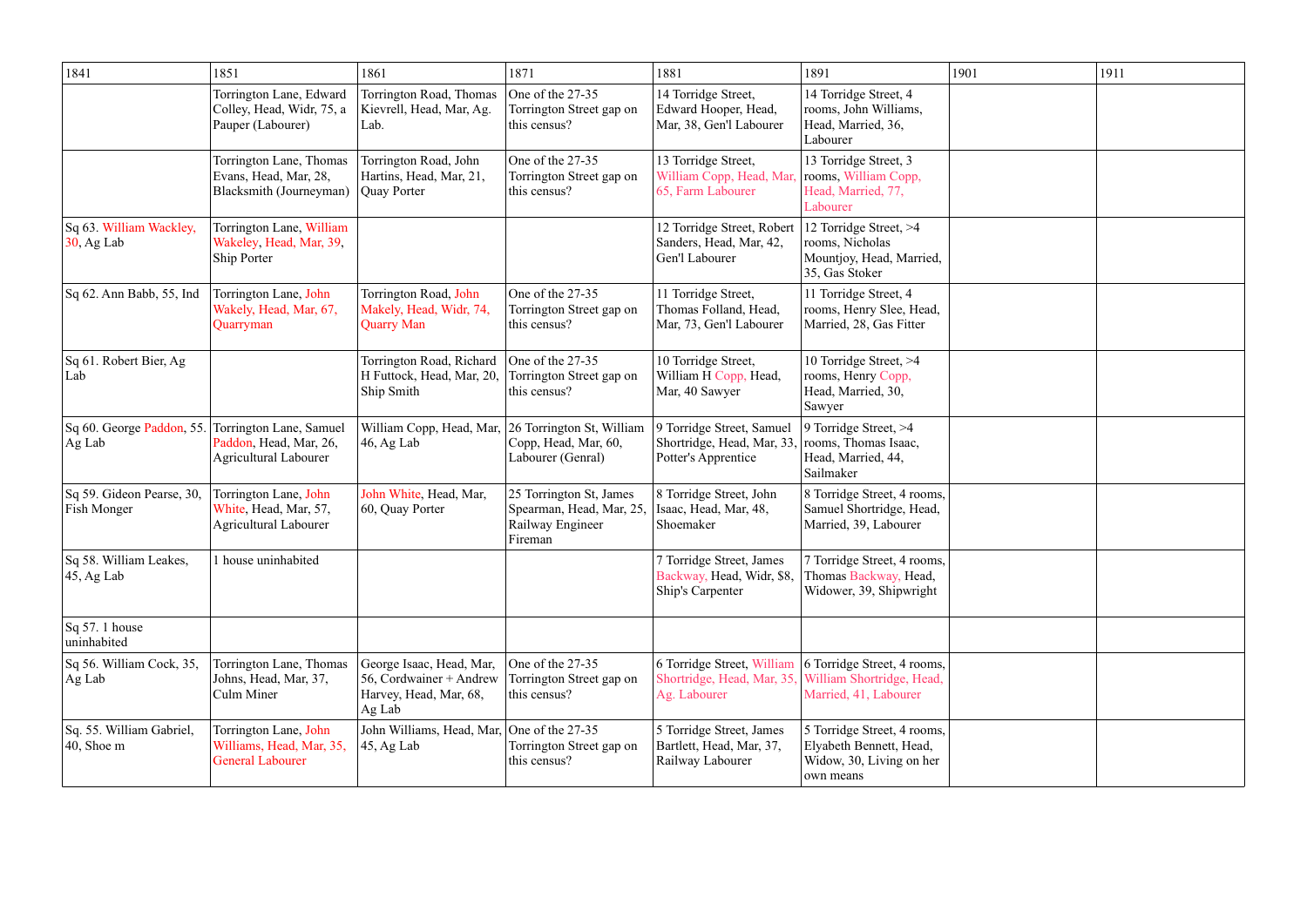| 1841 | 1851 | 1861 | 1871 | 1881 | 1891 | 1901 | 1911 |
|---|---|---|---|---|---|---|---|
| | Torrington Lane, Edward Colley, Head, Widr, 75, a Pauper (Labourer) | Torrington Road, Thomas Kievrell, Head, Mar, Ag. Lab. | One of the 27-35 Torrington Street gap on this census? | 14 Torridge Street, Edward Hooper, Head, Mar, 38, Gen'l Labourer | 14 Torridge Street, 4 rooms, John Williams, Head, Married, 36, Labourer | | |
| | Torrington Lane, Thomas Evans, Head, Mar, 28, Blacksmith (Journeyman) | Torrington Road, John Hartins, Head, Mar, 21, Quay Porter | One of the 27-35 Torrington Street gap on this census? | 13 Torridge Street, William Copp, Head, Mar, 65, Farm Labourer | 13 Torridge Street, 3 rooms, William Copp, Head, Married, 77, Labourer | | |
| Sq 63. William Wackley, 30, Ag Lab | Torrington Lane, William Wakeley, Head, Mar, 39, Ship Porter | | | 12 Torridge Street, Robert Sanders, Head, Mar, 42, Gen'l Labourer | 12 Torridge Street, >4 rooms, Nicholas Mountjoy, Head, Married, 35, Gas Stoker | | |
| Sq 62. Ann Babb, 55, Ind | Torrington Lane, John Wakely, Head, Mar, 67, Quarryman | Torrington Road, John Makely, Head, Widr, 74, Quarry Man | One of the 27-35 Torrington Street gap on this census? | 11 Torridge Street, Thomas Folland, Head, Mar, 73, Gen'l Labourer | 11 Torridge Street, 4 rooms, Henry Slee, Head, Married, 28, Gas Fitter | | |
| Sq 61. Robert Bier, Ag Lab | | Torrington Road, Richard H Futtock, Head, Mar, 20, Ship Smith | One of the 27-35 Torrington Street gap on this census? | 10 Torridge Street, William H Copp, Head, Mar, 40 Sawyer | 10 Torridge Street, >4 rooms, Henry Copp, Head, Married, 30, Sawyer | | |
| Sq 60. George Paddon, 55. Ag Lab | Torrington Lane, Samuel Paddon, Head, Mar, 26, Agricultural Labourer | William Copp, Head, Mar, 46, Ag Lab | 26 Torrington St, William Copp, Head, Mar, 60, Labourer (Genral) | 9 Torridge Street, Samuel Shortridge, Head, Mar, 33, Potter's Apprentice | 9 Torridge Street, >4 rooms, Thomas Isaac, Head, Married, 44, Sailmaker | | |
| Sq 59. Gideon Pearse, 30, Fish Monger | Torrington Lane, John White, Head, Mar, 57, Agricultural Labourer | John White, Head, Mar, 60, Quay Porter | 25 Torrington St, James Spearman, Head, Mar, 25, Railway Engineer Fireman | 8 Torridge Street, John Isaac, Head, Mar, 48, Shoemaker | 8 Torridge Street, 4 rooms, Samuel Shortridge, Head, Married, 39, Labourer | | |
| Sq 58. William Leakes, 45, Ag Lab | 1 house uninhabited | | | 7 Torridge Street, James Backway, Head, Widr, $8, Ship's Carpenter | 7 Torridge Street, 4 rooms, Thomas Backway, Head, Widower, 39, Shipwright | | |
| Sq 57. 1 house uninhabited | | | | | | | |
| Sq 56. William Cock, 35, Ag Lab | Torrington Lane, Thomas Johns, Head, Mar, 37, Culm Miner | George Isaac, Head, Mar, 56, Cordwainer + Andrew Harvey, Head, Mar, 68, Ag Lab | One of the 27-35 Torrington Street gap on this census? | 6 Torridge Street, William Shortridge, Head, Mar, 35, Ag. Labourer | 6 Torridge Street, 4 rooms, William Shortridge, Head, Married, 41, Labourer | | |
| Sq. 55. William Gabriel, 40, Shoe m | Torrington Lane, John Williams, Head, Mar, 35, General Labourer | John Williams, Head, Mar, 45, Ag Lab | One of the 27-35 Torrington Street gap on this census? | 5 Torridge Street, James Bartlett, Head, Mar, 37, Railway Labourer | 5 Torridge Street, 4 rooms, Elyabeth Bennett, Head, Widow, 30, Living on her own means | | |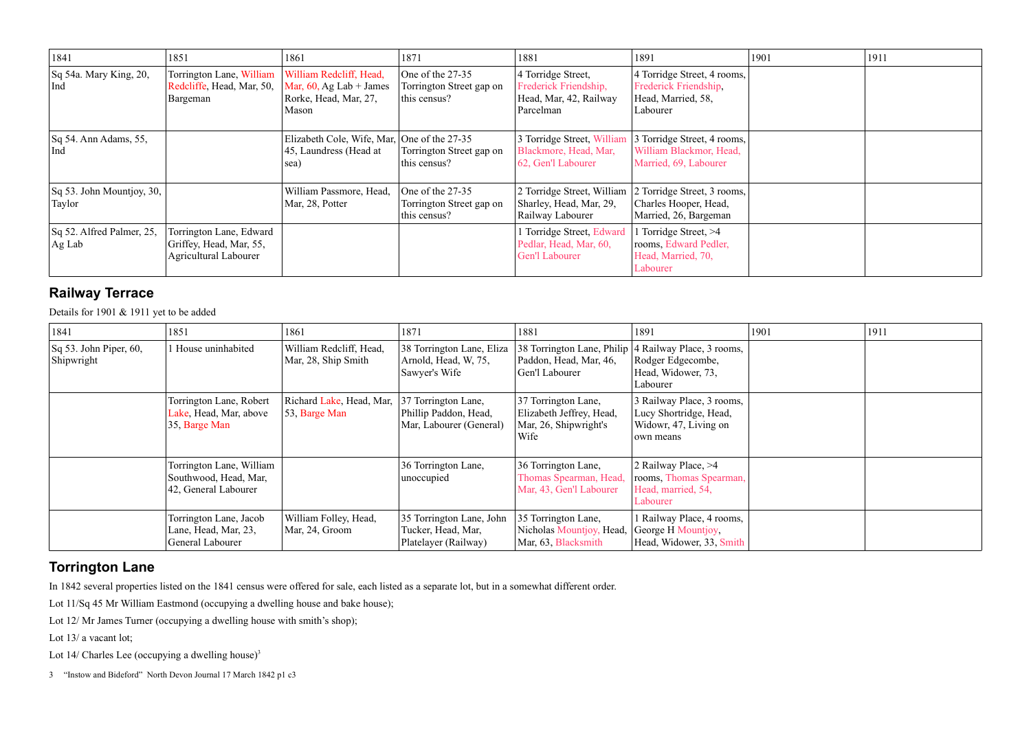| 1841 | 1851 | 1861 | 1871 | 1881 | 1891 | 1901 | 1911 |
|---|---|---|---|---|---|---|---|
| Sq 54a. Mary King, 20, Ind | Torrington Lane, William Redcliffe, Head, Mar, 50, Bargeman | William Redcliff, Head, Mar, 60, Ag Lab + James Rorke, Head, Mar, 27, Mason | One of the 27-35 Torrington Street gap on this census? | 4 Torridge Street, Frederick Friendship, Head, Mar, 42, Railway Parcelman | 4 Torridge Street, 4 rooms, Frederick Friendship, Head, Married, 58, Labourer | | |
| Sq 54. Ann Adams, 55, Ind | | Elizabeth Cole, Wife, Mar, 45, Laundress (Head at sea) | One of the 27-35 Torrington Street gap on this census? | 3 Torridge Street, William Blackmore, Head, Mar, 62, Gen'l Labourer | 3 Torridge Street, 4 rooms, William Blackmor, Head, Married, 69, Labourer | | |
| Sq 53. John Mountjoy, 30, Taylor | | William Passmore, Head, Mar, 28, Potter | One of the 27-35 Torrington Street gap on this census? | 2 Torridge Street, William Sharley, Head, Mar, 29, Railway Labourer | 2 Torridge Street, 3 rooms, Charles Hooper, Head, Married, 26, Bargeman | | |
| Sq 52. Alfred Palmer, 25, Ag Lab | Torrington Lane, Edward Griffey, Head, Mar, 55, Agricultural Labourer | | | 1 Torridge Street, Edward Pedlar, Head, Mar, 60, Gen'l Labourer | 1 Torridge Street, >4 rooms, Edward Pedler, Head, Married, 70, Labourer | | |

## Railway Terrace

Details for 1901 & 1911 yet to be added

| 1841 | 1851 | 1861 | 1871 | 1881 | 1891 | 1901 | 1911 |
|---|---|---|---|---|---|---|---|
| Sq 53. John Piper, 60, Shipwright | 1 House uninhabited | William Redcliff, Head, Mar, 28, Ship Smith | 38 Torrington Lane, Eliza Arnold, Head, W, 75, Sawyer's Wife | 38 Torrington Lane, Philip Paddon, Head, Mar, 46, Gen'l Labourer | 4 Railway Place, 3 rooms, Rodger Edgecombe, Head, Widower, 73, Labourer | | |
| | Torrington Lane, Robert Lake, Head, Mar, above 35, Barge Man | Richard Lake, Head, Mar, 53, Barge Man | 37 Torrington Lane, Phillip Paddon, Head, Mar, Labourer (General) | 37 Torrington Lane, Elizabeth Jeffrey, Head, Mar, 26, Shipwright's Wife | 3 Railway Place, 3 rooms, Lucy Shortridge, Head, Widowr, 47, Living on own means | | |
| | Torrington Lane, William Southwood, Head, Mar, 42, General Labourer | | 36 Torrington Lane, unoccupied | 36 Torrington Lane, Thomas Spearman, Head, Mar, 43, Gen'l Labourer | 2 Railway Place, >4 rooms, Thomas Spearman, Head, married, 54, Labourer | | |
| | Torrington Lane, Jacob Lane, Head, Mar, 23, General Labourer | William Folley, Head, Mar, 24, Groom | 35 Torrington Lane, John Tucker, Head, Mar, Platelayer (Railway) | 35 Torrington Lane, Nicholas Mountjoy, Head, Mar, 63, Blacksmith | 1 Railway Place, 4 rooms, George H Mountjoy, Head, Widower, 33, Smith | | |

## Torrington Lane

In 1842 several properties listed on the 1841 census were offered for sale, each listed as a separate lot, but in a somewhat different order.

Lot 11/Sq 45 Mr William Eastmond (occupying a dwelling house and bake house);

Lot 12/ Mr James Turner (occupying a dwelling house with smith's shop);

Lot 13/ a vacant lot;

Lot 14/ Charles Lee (occupying a dwelling house)[3]

3 "Instow and Bideford" North Devon Journal 17 March 1842 p1 c3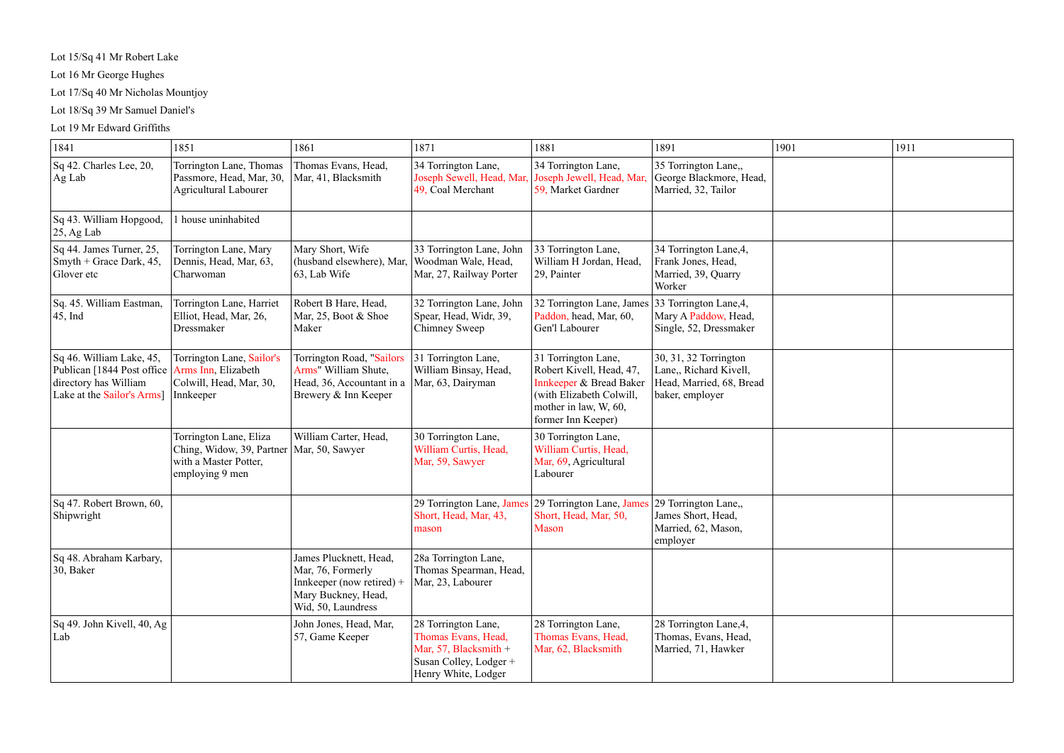Lot 15/Sq 41 Mr Robert Lake

Lot 16 Mr George Hughes

Lot 17/Sq 40 Mr Nicholas Mountjoy

Lot 18/Sq 39 Mr Samuel Daniel's

Lot 19 Mr Edward Griffiths

| 1841 | 1851 | 1861 | 1871 | 1881 | 1891 | 1901 | 1911 |
|---|---|---|---|---|---|---|---|
| Sq 42. Charles Lee, 20, Ag Lab | Torrington Lane, Thomas Passmore, Head, Mar, 30, Agricultural Labourer | Thomas Evans, Head, Mar, 41, Blacksmith | 34 Torrington Lane, Joseph Sewell, Head, Mar, 49, Coal Merchant | 34 Torrington Lane, Joseph Jewell, Head, Mar, 59, Market Gardner | 35 Torrington Lane,, George Blackmore, Head, Married, 32, Tailor | | |
| Sq 43. William Hopgood, 25, Ag Lab | 1 house uninhabited | | | | | | |
| Sq 44. James Turner, 25, Smyth + Grace Dark, 45, Glover etc | Torrington Lane, Mary Dennis, Head, Mar, 63, Charwoman | Mary Short, Wife (husband elsewhere), Mar, 63, Lab Wife | 33 Torrington Lane, John Woodman Wale, Head, Mar, 27, Railway Porter | 33 Torrington Lane, William H Jordan, Head, 29, Painter | 34 Torrington Lane,4, Frank Jones, Head, Married, 39, Quarry Worker | | |
| Sq. 45. William Eastman, 45, Ind | Torrington Lane, Harriet Elliot, Head, Mar, 26, Dressmaker | Robert B Hare, Head, Mar, 25, Boot & Shoe Maker | 32 Torrington Lane, John Spear, Head, Widr, 39, Chimney Sweep | 32 Torrington Lane, James Paddon, head, Mar, 60, Gen'l Labourer | 33 Torrington Lane,4, Mary A Paddow, Head, Single, 52, Dressmaker | | |
| Sq 46. William Lake, 45, Publican [1844 Post office directory has William Lake at the Sailor's Arms] | Torrington Lane, Sailor's Arms Inn, Elizabeth Colwill, Head, Mar, 30, Innkeeper | Torrington Road, "Sailors Arms" William Shute, Head, 36, Accountant in a Brewery & Inn Keeper | 31 Torrington Lane, William Binsay, Head, Mar, 63, Dairyman | 31 Torrington Lane, Robert Kivell, Head, 47, Innkeeper & Bread Baker (with Elizabeth Colwill, mother in law, W, 60, former Inn Keeper) | 30, 31, 32 Torrington Lane,, Richard Kivell, Head, Married, 68, Bread baker, employer | | |
| | Torrington Lane, Eliza Ching, Widow, 39, Partner with a Master Potter, employing 9 men | William Carter, Head, Mar, 50, Sawyer | 30 Torrington Lane, William Curtis, Head, Mar, 59, Sawyer | 30 Torrington Lane, William Curtis, Head, Mar, 69, Agricultural Labourer | | | |
| Sq 47. Robert Brown, 60, Shipwright | | | 29 Torrington Lane, James Short, Head, Mar, 43, mason | 29 Torrington Lane, James Short, Head, Mar, 50, Mason | 29 Torrington Lane,, James Short, Head, Married, 62, Mason, employer | | |
| Sq 48. Abraham Karbary, 30, Baker | | James Plucknett, Head, Mar, 76, Formerly Innkeeper (now retired) + Mary Buckney, Head, Wid, 50, Laundress | 28a Torrington Lane, Thomas Spearman, Head, Mar, 23, Labourer | | | | |
| Sq 49. John Kivell, 40, Ag Lab | | John Jones, Head, Mar, 57, Game Keeper | 28 Torrington Lane, Thomas Evans, Head, Mar, 57, Blacksmith + Susan Colley, Lodger + Henry White, Lodger | 28 Torrington Lane, Thomas Evans, Head, Mar, 62, Blacksmith | 28 Torrington Lane,4, Thomas, Evans, Head, Married, 71, Hawker | | |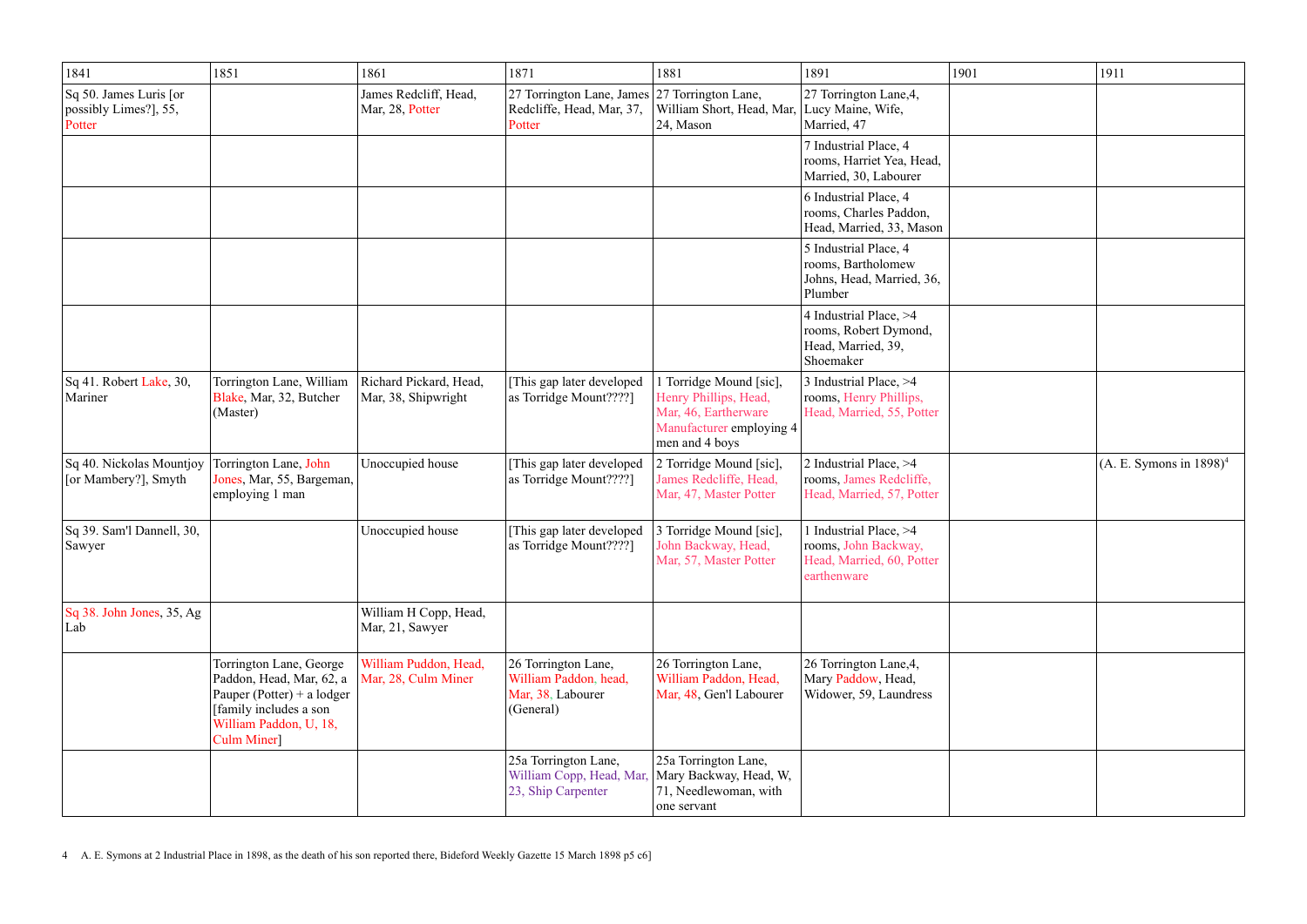| 1841 | 1851 | 1861 | 1871 | 1881 | 1891 | 1901 | 1911 |
|---|---|---|---|---|---|---|---|
| Sq 50. James Luris [or possibly Limes?], 55, Potter | | James Redcliff, Head, Mar, 28, Potter | 27 Torrington Lane, James Redcliffe, Head, Mar, 37, Potter | 27 Torrington Lane, William Short, Head, Mar, 24, Mason | 27 Torrington Lane,4, Lucy Maine, Wife, Married, 47 | | |
| | | | | | 7 Industrial Place, 4 rooms, Harriet Yea, Head, Married, 30, Labourer | | |
| | | | | | 6 Industrial Place, 4 rooms, Charles Paddon, Head, Married, 33, Mason | | |
| | | | | | 5 Industrial Place, 4 rooms, Bartholomew Johns, Head, Married, 36, Plumber | | |
| | | | | | 4 Industrial Place, >4 rooms, Robert Dymond, Head, Married, 39, Shoemaker | | |
| Sq 41. Robert Lake, 30, Mariner | Torrington Lane, William Blake, Mar, 32, Butcher (Master) | Richard Pickard, Head, Mar, 38, Shipwright | [This gap later developed as Torridge Mount????] | 1 Torridge Mound [sic], Henry Phillips, Head, Mar, 46, Eartherware Manufacturer employing 4 men and 4 boys | 3 Industrial Place, >4 rooms, Henry Phillips, Head, Married, 55, Potter | | |
| Sq 40. Nickolas Mountjoy [or Mambery?], Smyth | Torrington Lane, John Jones, Mar, 55, Bargeman, employing 1 man | Unoccupied house | [This gap later developed as Torridge Mount????] | 2 Torridge Mound [sic], James Redcliffe, Head, Mar, 47, Master Potter | 2 Industrial Place, >4 rooms, James Redcliffe, Head, Married, 57, Potter | | (A. E. Symons in 1898)[4] |
| Sq 39. Sam'l Dannell, 30, Sawyer | | Unoccupied house | [This gap later developed as Torridge Mount????] | 3 Torridge Mound [sic], John Backway, Head, Mar, 57, Master Potter | 1 Industrial Place, >4 rooms, John Backway, Head, Married, 60, Potter earthenware | | |
| Sq 38. John Jones, 35, Ag Lab | | William H Copp, Head, Mar, 21, Sawyer | | | | | |
| | Torrington Lane, George Paddon, Head, Mar, 62, a Pauper (Potter) + a lodger [family includes a son William Paddon, U, 18, Culm Miner] | William Puddon, Head, Mar, 28, Culm Miner | 26 Torrington Lane, William Paddon, head, Mar, 38, Labourer (General) | 26 Torrington Lane, William Paddon, Head, Mar, 48, Gen'l Labourer | 26 Torrington Lane,4, Mary Paddow, Head, Widower, 59, Laundress | | |
| | | | 25a Torrington Lane, William Copp, Head, Mar, 23, Ship Carpenter | 25a Torrington Lane, Mary Backway, Head, W, 71, Needlewoman, with one servant | | | |

4 A. E. Symons at 2 Industrial Place in 1898, as the death of his son reported there, Bideford Weekly Gazette 15 March 1898 p5 c6]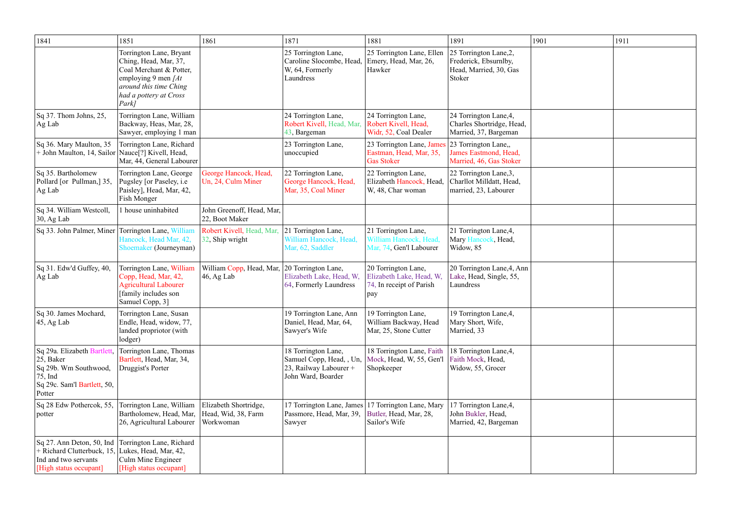| 1841 | 1851 | 1861 | 1871 | 1881 | 1891 | 1901 | 1911 |
|---|---|---|---|---|---|---|---|
| | Torrington Lane, Bryant Ching, Head, Mar, 37, Coal Merchant & Potter, employing 9 men *[At around this time Ching had a pottery at Cross Park]* | | 25 Torrington Lane, Caroline Slocombe, Head, W, 64, Formerly Laundress | 25 Torrington Lane, Ellen Emery, Head, Mar, 26, Hawker | 25 Torrington Lane,2, Frederick, Ebsurnlby, Head, Married, 30, Gas Stoker | | |
| Sq 37. Thom Johns, 25, Ag Lab | Torrington Lane, William Backway, Heas, Mar, 28, Sawyer, employing 1 man | | 24 Torrington Lane, Robert Kivell, Head, Mar, 43, Bargeman | 24 Torrington Lane, Robert Kivell, Head, Widr, 52, Coal Dealer | 24 Torrington Lane,4, Charles Shortridge, Head, Married, 37, Bargeman | | |
| Sq 36. Mary Maulton, 35 + John Maulton, 14, Sailor | Torrington Lane, Richard Nauce[?] Kivell, Head, Mar, 44, General Labourer | | 23 Torrington Lane, unoccupied | 23 Torrington Lane, James Eastman, Head, Mar, 35, Gas Stoker | 23 Torrington Lane,, James Eastmond, Head, Married, 46, Gas Stoker | | |
| Sq 35. Bartholomew Pollard [or Pullman,] 35, Ag Lab | Torrington Lane, George Pugsley [or Paseley, i.e Paisley], Head, Mar, 42, Fish Monger | George Hancock, Head, Un, 24, Culm Miner | 22 Torrington Lane, George Hancock, Head, Mar, 35, Coal Miner | 22 Torrington Lane, Elizabeth Hancock, Head, W, 48, Char woman | 22 Torrington Lane,3, Charllot Milldatt, Head, married, 23, Labourer | | |
| Sq 34. William Westcoll, 30, Ag Lab | 1 house uninhabited | John Greenoff, Head, Mar, 22, Boot Maker | | | | | |
| Sq 33. John Palmer, Miner | Torrington Lane, William Hancock, Head Mar, 42, Shoemaker (Journeyman) | Robert Kivell, Head, Mar, 32, Ship wright | 21 Torrington Lane, William Hancock, Head, Mar, 62, Saddler | 21 Torrington Lane, William Hancock, Head, Mar, 74, Gen'l Labourer | 21 Torrington Lane,4, Mary Hancock, Head, Widow, 85 | | |
| Sq 31. Edw'd Guffey, 40, Ag Lab | Torrington Lane, William Copp, Head, Mar, 42, Agricultural Labourer [family includes son Samuel Copp, 3] | William Copp, Head, Mar, 46, Ag Lab | 20 Torrington Lane, Elizabeth Lake, Head, W, 64, Formerly Laundress | 20 Torrington Lane, Elizabeth Lake, Head, W, 74, In receipt of Parish pay | 20 Torrington Lane,4, Ann Lake, Head, Single, 55, Laundress | | |
| Sq 30. James Mochard, 45, Ag Lab | Torrington Lane, Susan Endle, Head, widow, 77, landed propriotor (with lodger) | | 19 Torrington Lane, Ann Daniel, Head, Mar, 64, Sawyer's Wife | 19 Torrington Lane, William Backway, Head Mar, 25, Stone Cutter | 19 Torrington Lane,4, Mary Short, Wife, Married, 33 | | |
| Sq 29a. Elizabeth Bartlett, 25, Baker<br>Sq 29b. Wm Southwood, 75, Ind<br>Sq 29c. Sam'l Bartlett, 50, Potter | Torrington Lane, Thomas Bartlett, Head, Mar, 34, Druggist's Porter | | 18 Torrington Lane, Samuel Copp, Head, , Un, 23, Railway Labourer + John Ward, Boarder | 18 Torrington Lane, Faith Mock, Head, W, 55, Gen'l Shopkeeper | 18 Torrington Lane,4, Faith Mock, Head, Widow, 55, Grocer | | |
| Sq 28 Edw Pothercok, 55, potter | Torrington Lane, William Bartholomew, Head, Mar, 26, Agricultural Labourer | Elizabeth Shortridge, Head, Wid, 38, Farm Workwoman | 17 Torrington Lane, James Passmore, Head, Mar, 39, Sawyer | 17 Torrington Lane, Mary Butler, Head, Mar, 28, Sailor's Wife | 17 Torrington Lane,4, John Bukler, Head, Married, 42, Bargeman | | |
| Sq 27. Ann Deton, 50, Ind + Richard Clutterbuck, 15, Ind and two servants [High status occupant] | Torrington Lane, Richard Lukes, Head, Mar, 42, Culm Mine Engineer [High status occupant] | | | | | | |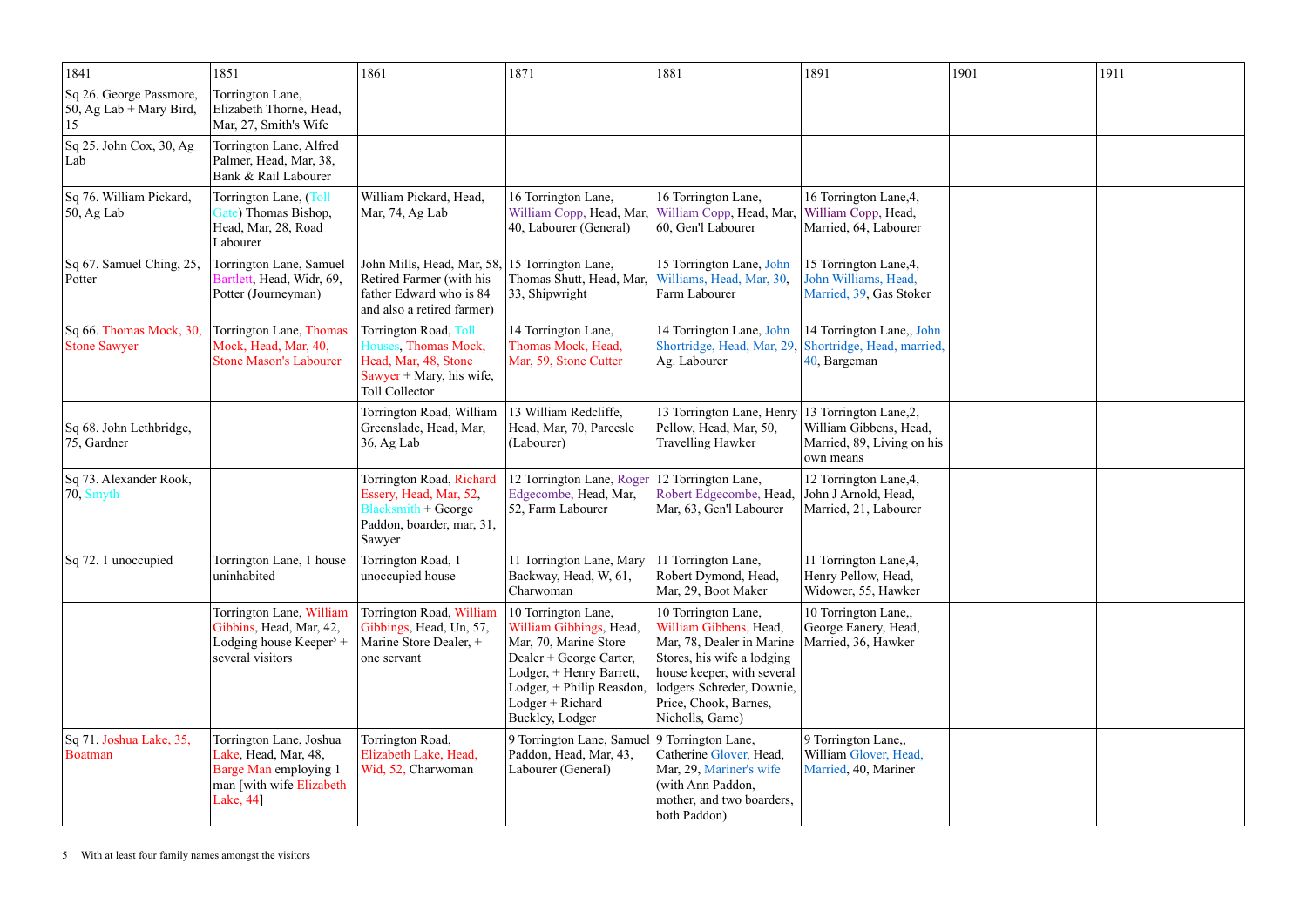| 1841 | 1851 | 1861 | 1871 | 1881 | 1891 | 1901 | 1911 |
|---|---|---|---|---|---|---|---|
| Sq 26. George Passmore, 50, Ag Lab + Mary Bird, 15 | Torrington Lane, Elizabeth Thorne, Head, Mar, 27, Smith's Wife | | | | | | |
| Sq 25. John Cox, 30, Ag Lab | Torrington Lane, Alfred Palmer, Head, Mar, 38, Bank & Rail Labourer | | | | | | |
| Sq 76. William Pickard, 50, Ag Lab | Torrington Lane, (Toll Gate) Thomas Bishop, Head, Mar, 28, Road Labourer | William Pickard, Head, Mar, 74, Ag Lab | 16 Torrington Lane, William Copp, Head, Mar, 40, Labourer (General) | 16 Torrington Lane, William Copp, Head, Mar, 60, Gen'l Labourer | 16 Torrington Lane,4, William Copp, Head, Married, 64, Labourer | | |
| Sq 67. Samuel Ching, 25, Potter | Torrington Lane, Samuel Bartlett, Head, Widr, 69, Potter (Journeyman) | John Mills, Head, Mar, 58, Retired Farmer (with his father Edward who is 84 and also a retired farmer) | 15 Torrington Lane, Thomas Shutt, Head, Mar, 33, Shipwright | 15 Torrington Lane, John Williams, Head, Mar, 30, Farm Labourer | 15 Torrington Lane,4, John Williams, Head, Married, 39, Gas Stoker | | |
| Sq 66. Thomas Mock, 30, Stone Sawyer | Torrington Lane, Thomas Mock, Head, Mar, 40, Stone Mason's Labourer | Torrington Road, Toll Houses, Thomas Mock, Head, Mar, 48, Stone Sawyer + Mary, his wife, Toll Collector | 14 Torrington Lane, Thomas Mock, Head, Mar, 59, Stone Cutter | 14 Torrington Lane, John Shortridge, Head, Mar, 29, Ag. Labourer | 14 Torrington Lane,, John Shortridge, Head, married, 40, Bargeman | | |
| Sq 68. John Lethbridge, 75, Gardner | | Torrington Road, William Greenslade, Head, Mar, 36, Ag Lab | 13 William Redcliffe, Head, Mar, 70, Parcesle (Labourer) | 13 Torrington Lane, Henry Pellow, Head, Mar, 50, Travelling Hawker | 13 Torrington Lane,2, William Gibbens, Head, Married, 89, Living on his own means | | |
| Sq 73. Alexander Rook, 70, Smyth | | Torrington Road, Richard Essery, Head, Mar, 52, Blacksmith + George Paddon, boarder, mar, 31, Sawyer | 12 Torrington Lane, Roger Edgecombe, Head, Mar, 52, Farm Labourer | 12 Torrington Lane, Robert Edgecombe, Head, Mar, 63, Gen'l Labourer | 12 Torrington Lane,4, John J Arnold, Head, Married, 21, Labourer | | |
| Sq 72. 1 unoccupied | Torrington Lane, 1 house uninhabited | Torrington Road, 1 unoccupied house | 11 Torrington Lane, Mary Backway, Head, W, 61, Charwoman | 11 Torrington Lane, Robert Dymond, Head, Mar, 29, Boot Maker | 11 Torrington Lane,4, Henry Pellow, Head, Widower, 55, Hawker | | |
| | Torrington Lane, William Gibbins, Head, Mar, 42, Lodging house Keeper[5] + several visitors | Torrington Road, William Gibbings, Head, Un, 57, Marine Store Dealer, + one servant | 10 Torrington Lane, William Gibbings, Head, Mar, 70, Marine Store Dealer + George Carter, Lodger, + Henry Barrett, Lodger, + Philip Reasdon, Lodger + Richard Buckley, Lodger | 10 Torrington Lane, William Gibbens, Head, Mar, 78, Dealer in Marine Stores, his wife a lodging house keeper, with several lodgers Schreder, Downie, Price, Chook, Barnes, Nicholls, Game) | 10 Torrington Lane,, George Eanery, Head, Married, 36, Hawker | | |
| Sq 71. Joshua Lake, 35, Boatman | Torrington Lane, Joshua Lake, Head, Mar, 48, Barge Man employing 1 man [with wife Elizabeth Lake, 44] | Torrington Road, Elizabeth Lake, Head, Wid, 52, Charwoman | 9 Torrington Lane, Samuel Paddon, Head, Mar, 43, Labourer (General) | 9 Torrington Lane, Catherine Glover, Head, Mar, 29, Mariner's wife (with Ann Paddon, mother, and two boarders, both Paddon) | 9 Torrington Lane,, William Glover, Head, Married, 40, Mariner | | |

5 With at least four family names amongst the visitors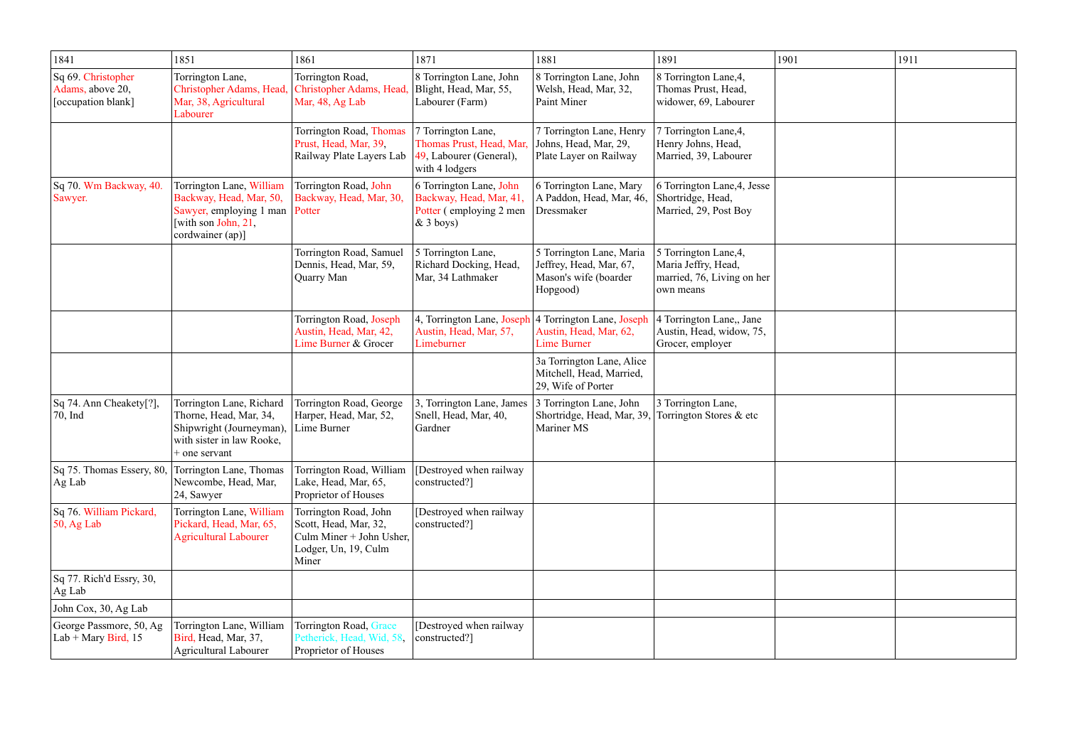| 1841 | 1851 | 1861 | 1871 | 1881 | 1891 | 1901 | 1911 |
|---|---|---|---|---|---|---|---|
| Sq 69. Christopher Adams, above 20, [occupation blank] | Torrington Lane, Christopher Adams, Head, Mar, 38, Agricultural Labourer | Torrington Road, Christopher Adams, Head, Mar, 48, Ag Lab | 8 Torrington Lane, John Blight, Head, Mar, 55, Labourer (Farm) | 8 Torrington Lane, John Welsh, Head, Mar, 32, Paint Miner | 8 Torrington Lane,4, Thomas Prust, Head, widower, 69, Labourer | | |
| | | Torrington Road, Thomas Prust, Head, Mar, 39, Railway Plate Layers Lab | 7 Torrington Lane, Thomas Prust, Head, Mar, 49, Labourer (General), with 4 lodgers | 7 Torrington Lane, Henry Johns, Head, Mar, 29, Plate Layer on Railway | 7 Torrington Lane,4, Henry Johns, Head, Married, 39, Labourer | | |
| Sq 70. Wm Backway, 40. Sawyer. | Torrington Lane, William Backway, Head, Mar, 50, Sawyer, employing 1 man [with son John, 21, cordwainer (ap)] | Torrington Road, John Backway, Head, Mar, 30, Potter | 6 Torrington Lane, John Backway, Head, Mar, 41, Potter ( employing 2 men & 3 boys) | 6 Torrington Lane, Mary A Paddon, Head, Mar, 46, Dressmaker | 6 Torrington Lane,4, Jesse Shortridge, Head, Married, 29, Post Boy | | |
| | | Torrington Road, Samuel Dennis, Head, Mar, 59, Quarry Man | 5 Torrington Lane, Richard Docking, Head, Mar, 34 Lathmaker | 5 Torrington Lane, Maria Jeffrey, Head, Mar, 67, Mason's wife (boarder Hopgood) | 5 Torrington Lane,4, Maria Jeffry, Head, married, 76, Living on her own means | | |
| | | Torrington Road, Joseph Austin, Head, Mar, 42, Lime Burner & Grocer | 4, Torrington Lane, Joseph Austin, Head, Mar, 57, Limeburner | 4 Torrington Lane, Joseph Austin, Head, Mar, 62, Lime Burner | 4 Torrington Lane,, Jane Austin, Head, widow, 75, Grocer, employer | | |
| | | | | 3a Torrington Lane, Alice Mitchell, Head, Married, 29, Wife of Porter | | | |
| Sq 74. Ann Cheakety[?], 70, Ind | Torrington Lane, Richard Thorne, Head, Mar, 34, Shipwright (Journeyman), with sister in law Rooke, + one servant | Torrington Road, George Harper, Head, Mar, 52, Lime Burner | 3, Torrington Lane, James Snell, Head, Mar, 40, Gardner | 3 Torrington Lane, John Shortridge, Head, Mar, 39, Mariner MS | 3 Torrington Lane, Torrington Stores & etc | | |
| Sq 75. Thomas Essery, 80, Ag Lab | Torrington Lane, Thomas Newcombe, Head, Mar, 24, Sawyer | Torrington Road, William Lake, Head, Mar, 65, Proprietor of Houses | [Destroyed when railway constructed?] | | | | |
| Sq 76. William Pickard, 50, Ag Lab | Torrington Lane, William Pickard, Head, Mar, 65, Agricultural Labourer | Torrington Road, John Scott, Head, Mar, 32, Culm Miner + John Usher, Lodger, Un, 19, Culm Miner | [Destroyed when railway constructed?] | | | | |
| Sq 77. Rich'd Essry, 30, Ag Lab | | | | | | | |
| John Cox, 30, Ag Lab | | | | | | | |
| George Passmore, 50, Ag Lab + Mary Bird, 15 | Torrington Lane, William Bird, Head, Mar, 37, Agricultural Labourer | Torrington Road, Grace Petherick, Head, Wid, 58, Proprietor of Houses | [Destroyed when railway constructed?] | | | | |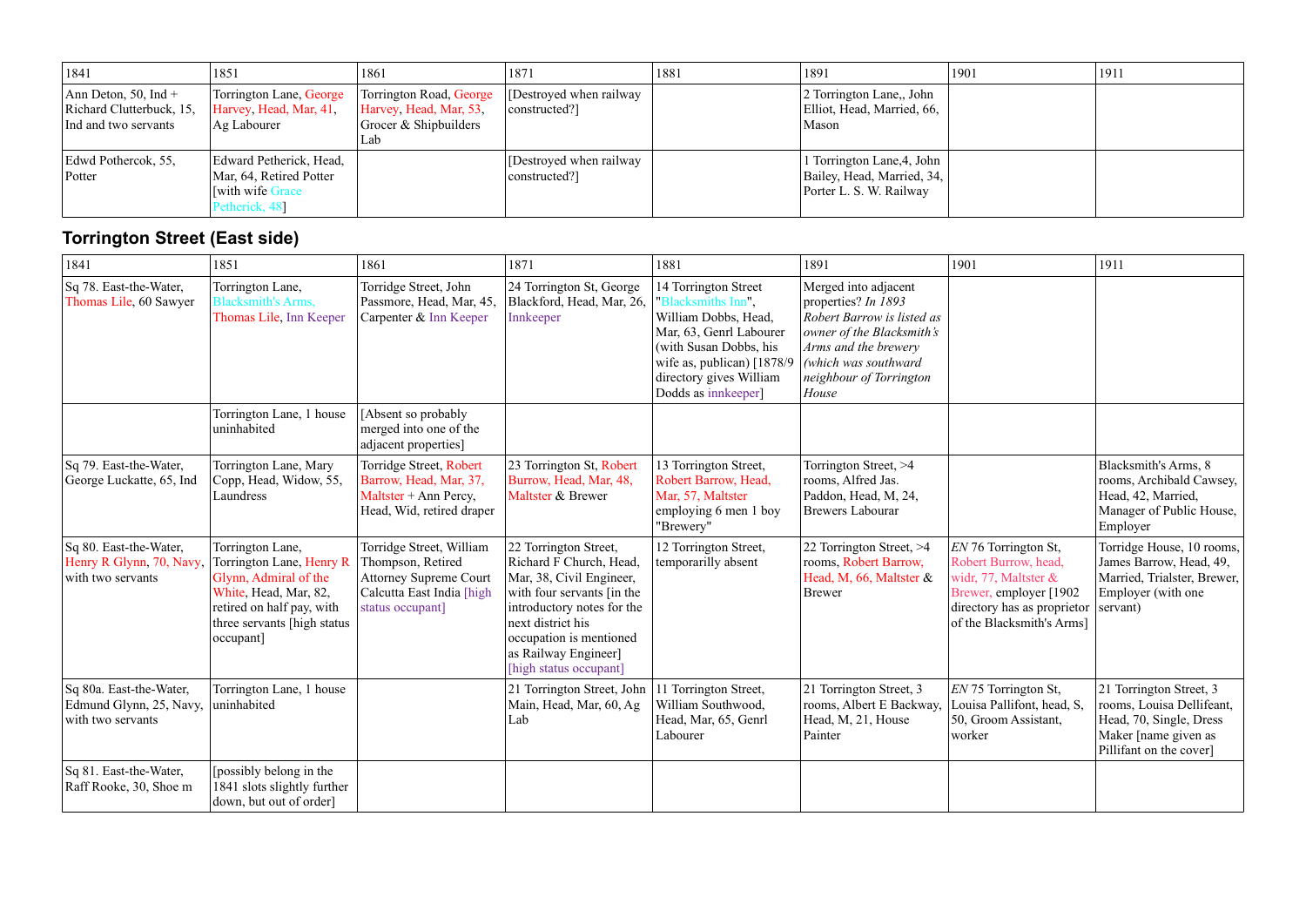| 1841 | 1851 | 1861 | 1871 | 1881 | 1891 | 1901 | 1911 |
|---|---|---|---|---|---|---|---|
| Ann Deton, 50, Ind + Richard Clutterbuck, 15, Ind and two servants | Torrington Lane, George Harvey, Head, Mar, 41, Ag Labourer | Torrington Road, George Harvey, Head, Mar, 53, Grocer & Shipbuilders Lab | [Destroyed when railway constructed?] | | 2 Torrington Lane,, John Elliot, Head, Married, 66, Mason | | |
| Edwd Pothercok, 55, Potter | Edward Petherick, Head, Mar, 64, Retired Potter [with wife Grace Petherick, 48] | | [Destroyed when railway constructed?] | | 1 Torrington Lane,4, John Bailey, Head, Married, 34, Porter L. S. W. Railway | | |

## Torrington Street (East side)

| 1841 | 1851 | 1861 | 1871 | 1881 | 1891 | 1901 | 1911 |
|---|---|---|---|---|---|---|---|
| Sq 78. East-the-Water, Thomas Lile, 60 Sawyer | Torrington Lane, Blacksmith's Arms, Thomas Lile, Inn Keeper | Torridge Street, John Passmore, Head, Mar, 45, Carpenter & Inn Keeper | 24 Torrington St, George Blackford, Head, Mar, 26, Innkeeper | 14 Torrington Street "Blacksmiths Inn", William Dobbs, Head, Mar, 63, Genrl Labourer (with Susan Dobbs, his wife as, publican) [1878/9 directory gives William Dodds as innkeeper] | Merged into adjacent properties? *In 1893 Robert Barrow is listed as owner of the Blacksmith's Arms and the brewery (which was southward neighbour of Torrington House* | | |
| | Torrington Lane, 1 house uninhabited | [Absent so probably merged into one of the adjacent properties] | | | | | |
| Sq 79. East-the-Water, George Luckatte, 65, Ind | Torrington Lane, Mary Copp, Head, Widow, 55, Laundress | Torridge Street, Robert Barrow, Head, Mar, 37, Maltster + Ann Percy, Head, Wid, retired draper | 23 Torrington St, Robert Burrow, Head, Mar, 48, Maltster & Brewer | 13 Torrington Street, Robert Barrow, Head, Mar, 57, Maltster employing 6 men 1 boy "Brewery" | Torrington Street, >4 rooms, Alfred Jas. Paddon, Head, M, 24, Brewers Labourar | | Blacksmith's Arms, 8 rooms, Archibald Cawsey, Head, 42, Married, Manager of Public House, Employer |
| Sq 80. East-the-Water, Henry R Glynn, 70, Navy, with two servants | Torrington Lane, Torrington Lane, Henry R Glynn, Admiral of the White, Head, Mar, 82, retired on half pay, with three servants [high status occupant] | Torridge Street, William Thompson, Retired Attorney Supreme Court Calcutta East India [high status occupant] | 22 Torrington Street, Richard F Church, Head, Mar, 38, Civil Engineer, with four servants [in the introductory notes for the next district his occupation is mentioned as Railway Engineer] [high status occupant] | 12 Torrington Street, temporarilly absent | 22 Torrington Street, >4 rooms, Robert Barrow, Head, M, 66, Maltster & Brewer | *EN* 76 Torrington St, Robert Burrow, head, widr, 77, Maltster & Brewer, employer [1902 directory has as proprietor of the Blacksmith's Arms] | Torridge House, 10 rooms, James Barrow, Head, 49, Married, Trialster, Brewer, Employer (with one servant) |
| Sq 80a. East-the-Water, Edmund Glynn, 25, Navy, with two servants | Torrington Lane, 1 house uninhabited | | 21 Torrington Street, John Main, Head, Mar, 60, Ag Lab | 11 Torrington Street, William Southwood, Head, Mar, 65, Genrl Labourer | 21 Torrington Street, 3 rooms, Albert E Backway, Head, M, 21, House Painter | *EN* 75 Torrington St, Louisa Pallifont, head, S, 50, Groom Assistant, worker | 21 Torrington Street, 3 rooms, Louisa Dellifeant, Head, 70, Single, Dress Maker [name given as Pillifant on the cover] |
| Sq 81. East-the-Water, Raff Rooke, 30, Shoe m | [possibly belong in the 1841 slots slightly further down, but out of order] | | | | | | |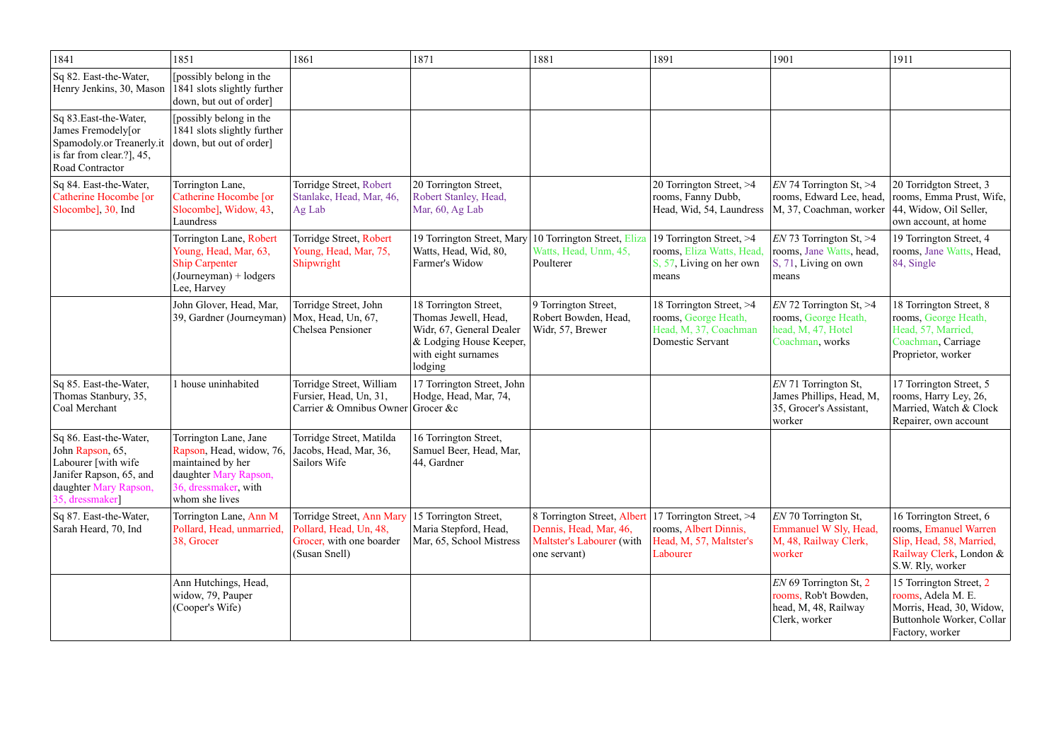| 1841 | 1851 | 1861 | 1871 | 1881 | 1891 | 1901 | 1911 |
|---|---|---|---|---|---|---|---|
| Sq 82. East-the-Water, Henry Jenkins, 30, Mason | [possibly belong in the 1841 slots slightly further down, but out of order] | | | | | | |
| Sq 83.East-the-Water, James Fremodely[or Spamodoly.or Treanerly.it is far from clear.?], 45, Road Contractor | [possibly belong in the 1841 slots slightly further down, but out of order] | | | | | | |
| Sq 84. East-the-Water, Catherine Hocombe [or Slocombe], 30, Ind | Torrington Lane, Catherine Hocombe [or Slocombe], Widow, 43, Laundress | Torridge Street, Robert Stanlake, Head, Mar, 46, Ag Lab | 20 Torrington Street, Robert Stanley, Head, Mar, 60, Ag Lab | | 20 Torrington Street, >4 rooms, Fanny Dubb, Head, Wid, 54, Laundress | *EN* 74 Torrington St, >4 rooms, Edward Lee, head, M, 37, Coachman, worker | 20 Torridgton Street, 3 rooms, Emma Prust, Wife, 44, Widow, Oil Seller, own account, at home |
| | Torrington Lane, Robert Young, Head, Mar, 63, Ship Carpenter (Journeyman) + lodgers Lee, Harvey | Torridge Street, Robert Young, Head, Mar, 75, Shipwright | 19 Torrington Street, Mary Watts, Head, Wid, 80, Farmer's Widow | 10 Torrington Street, Eliza Watts, Head, Unm, 45, Poulterer | 19 Torrington Street, >4 rooms, Eliza Watts, Head, S, 57, Living on her own means | *EN* 73 Torrington St, >4 rooms, Jane Watts, head, S, 71, Living on own means | 19 Torrington Street, 4 rooms, Jane Watts, Head, 84, Single |
| | John Glover, Head, Mar, 39, Gardner (Journeyman) | Torridge Street, John Mox, Head, Un, 67, Chelsea Pensioner | 18 Torrington Street, Thomas Jewell, Head, Widr, 67, General Dealer & Lodging House Keeper, with eight surnames lodging | 9 Torrington Street, Robert Bowden, Head, Widr, 57, Brewer | 18 Torrington Street, >4 rooms, George Heath, Head, M, 37, Coachman Domestic Servant | *EN* 72 Torrington St, >4 rooms, George Heath, head, M, 47, Hotel Coachman, works | 18 Torrington Street, 8 rooms, George Heath, Head, 57, Married, Coachman, Carriage Proprietor, worker |
| Sq 85. East-the-Water, Thomas Stanbury, 35, Coal Merchant | 1 house uninhabited | Torridge Street, William Fursier, Head, Un, 31, Carrier & Omnibus Owner | 17 Torrington Street, John Hodge, Head, Mar, 74, Grocer &c | | | *EN* 71 Torrington St, James Phillips, Head, M, 35, Grocer's Assistant, worker | 17 Torrington Street, 5 rooms, Harry Ley, 26, Married, Watch & Clock Repairer, own account |
| Sq 86. East-the-Water, John Rapson, 65, Labourer [with wife Janifer Rapson, 65, and daughter Mary Rapson, 35, dressmaker] | Torrington Lane, Jane Rapson, Head, widow, 76, maintained by her daughter Mary Rapson, 36, dressmaker, with whom she lives | Torridge Street, Matilda Jacobs, Head, Mar, 36, Sailors Wife | 16 Torrington Street, Samuel Beer, Head, Mar, 44, Gardner | | | | |
| Sq 87. East-the-Water, Sarah Heard, 70, Ind | Torrington Lane, Ann M Pollard, Head, unmarried, 38, Grocer | Torridge Street, Ann Mary Pollard, Head, Un, 48, Grocer, with one boarder (Susan Snell) | 15 Torrington Street, Maria Stepford, Head, Mar, 65, School Mistress | 8 Torrington Street, Albert Dennis, Head, Mar, 46, Maltster's Labourer (with one servant) | 17 Torrington Street, >4 rooms, Albert Dinnis, Head, M, 57, Maltster's Labourer | *EN* 70 Torrington St, Emmanuel W Sly, Head, M, 48, Railway Clerk, worker | 16 Torrington Street, 6 rooms, Emanuel Warren Slip, Head, 58, Married, Railway Clerk, London & S.W. Rly, worker |
| | Ann Hutchings, Head, widow, 79, Pauper (Cooper's Wife) | | | | | *EN* 69 Torrington St, 2 rooms, Rob't Bowden, head, M, 48, Railway Clerk, worker | 15 Torrington Street, 2 rooms, Adela M. E. Morris, Head, 30, Widow, Buttonhole Worker, Collar Factory, worker |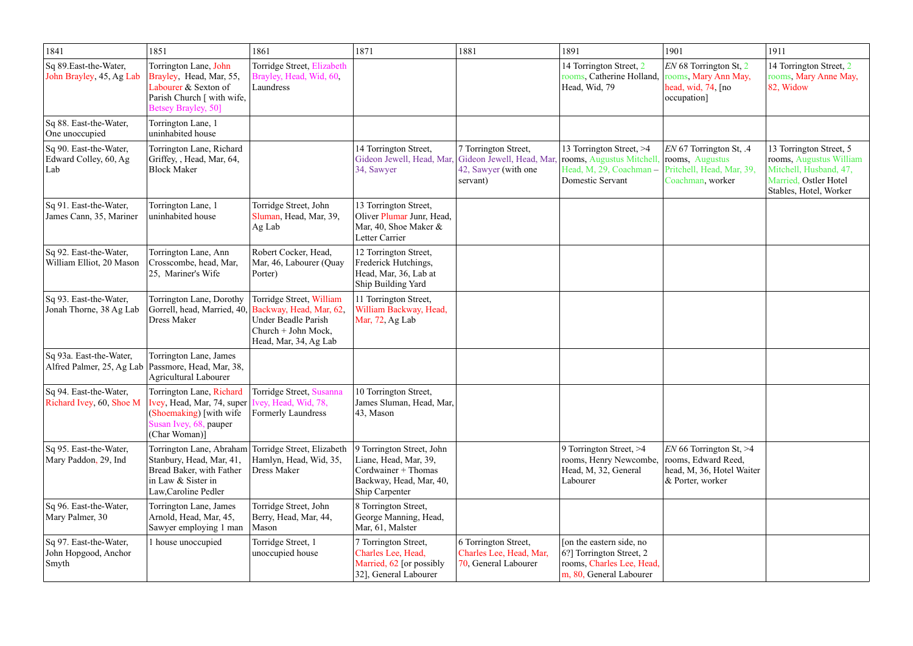| 1841 | 1851 | 1861 | 1871 | 1881 | 1891 | 1901 | 1911 |
|---|---|---|---|---|---|---|---|
| Sq 89.East-the-Water, John Brayley, 45, Ag Lab | Torrington Lane, John Brayley, Head, Mar, 55, Labourer & Sexton of Parish Church [ with wife, Betsey Brayley, 50] | Torridge Street, Elizabeth Brayley, Head, Wid, 60, Laundress | | | 14 Torrington Street, 2 rooms, Catherine Holland, Head, Wid, 79 | *EN* 68 Torrington St, 2 rooms, Mary Ann May, head, wid, 74, [no occupation] | 14 Torrington Street, 2 rooms, Mary Anne May, 82, Widow |
| Sq 88. East-the-Water, One unoccupied | Torrington Lane, 1 uninhabited house | | | | | | |
| Sq 90. East-the-Water, Edward Colley, 60, Ag Lab | Torrington Lane, Richard Griffey, , Head, Mar, 64, Block Maker | | 14 Torrington Street, Gideon Jewell, Head, Mar, 34, Sawyer | 7 Torrington Street, Gideon Jewell, Head, Mar, 42, Sawyer (with one servant) | 13 Torrington Street, >4 rooms, Augustus Mitchell, Head, M, 29, Coachman – Domestic Servant | *EN* 67 Torrington St, .4 rooms, Augustus Pritchell, Head, Mar, 39, Coachman, worker | 13 Torrington Street, 5 rooms, Augustus William Mitchell, Husband, 47, Married, Ostler Hotel Stables, Hotel, Worker |
| Sq 91. East-the-Water, James Cann, 35, Mariner | Torrington Lane, 1 uninhabited house | Torridge Street, John Sluman, Head, Mar, 39, Ag Lab | 13 Torrington Street, Oliver Plumar Junr, Head, Mar, 40, Shoe Maker & Letter Carrier | | | | |
| Sq 92. East-the-Water, William Elliot, 20 Mason | Torrington Lane, Ann Crosscombe, head, Mar, 25, Mariner's Wife | Robert Cocker, Head, Mar, 46, Labourer (Quay Porter) | 12 Torrington Street, Frederick Hutchings, Head, Mar, 36, Lab at Ship Building Yard | | | | |
| Sq 93. East-the-Water, Jonah Thorne, 38 Ag Lab | Torrington Lane, Dorothy Gorrell, head, Married, 40, Dress Maker | Torridge Street, William Backway, Head, Mar, 62, Under Beadle Parish Church + John Mock, Head, Mar, 34, Ag Lab | 11 Torrington Street, William Backway, Head, Mar, 72, Ag Lab | | | | |
| Sq 93a. East-the-Water, Alfred Palmer, 25, Ag Lab | Torrington Lane, James Passmore, Head, Mar, 38, Agricultural Labourer | | | | | | |
| Sq 94. East-the-Water, Richard Ivey, 60, Shoe M | Torrington Lane, Richard Ivey, Head, Mar, 74, super (Shoemaking) [with wife Susan Ivey, 68, pauper (Char Woman)] | Torridge Street, Susanna Ivey, Head, Wid, 78, Formerly Laundress | 10 Torrington Street, James Sluman, Head, Mar, 43, Mason | | | | |
| Sq 95. East-the-Water, Mary Paddon, 29, Ind | Torrington Lane, Abraham Stanbury, Head, Mar, 41, Bread Baker, with Father in Law & Sister in Law,Caroline Pedler | Torridge Street, Elizabeth Hamlyn, Head, Wid, 35, Dress Maker | 9 Torrington Street, John Liane, Head, Mar, 39, Cordwainer + Thomas Backway, Head, Mar, 40, Ship Carpenter | | 9 Torrington Street, >4 rooms, Henry Newcombe, Head, M, 32, General Labourer | *EN* 66 Torrington St, >4 rooms, Edward Reed, head, M, 36, Hotel Waiter & Porter, worker | |
| Sq 96. East-the-Water, Mary Palmer, 30 | Torrington Lane, James Arnold, Head, Mar, 45, Sawyer employing 1 man | Torridge Street, John Berry, Head, Mar, 44, Mason | 8 Torrington Street, George Manning, Head, Mar, 61, Malster | | | | |
| Sq 97. East-the-Water, John Hopgood, Anchor Smyth | 1 house unoccupied | Torridge Street, 1 unoccupied house | 7 Torrington Street, Charles Lee, Head, Married, 62 [or possibly 32], General Labourer | 6 Torrington Street, Charles Lee, Head, Mar, 70, General Labourer | [on the eastern side, no 6?] Torrington Street, 2 rooms, Charles Lee, Head, m, 80, General Labourer | | |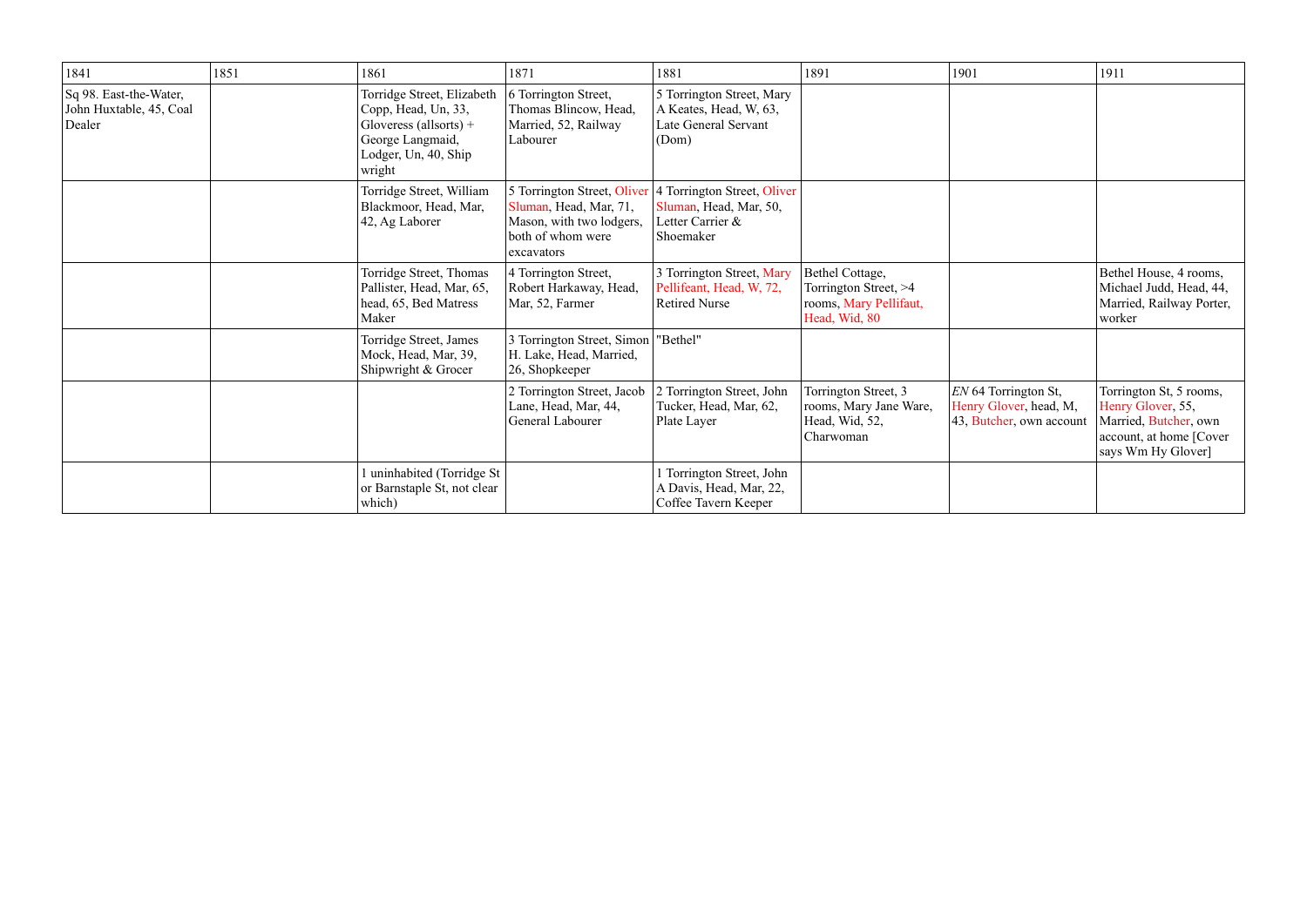| 1841 | 1851 | 1861 | 1871 | 1881 | 1891 | 1901 | 1911 |
|---|---|---|---|---|---|---|---|
| Sq 98. East-the-Water, John Huxtable, 45, Coal Dealer | | Torridge Street, Elizabeth Copp, Head, Un, 33, Gloveress (allsorts) + George Langmaid, Lodger, Un, 40, Ship wright | 6 Torrington Street, Thomas Blincow, Head, Married, 52, Railway Labourer | 5 Torrington Street, Mary A Keates, Head, W, 63, Late General Servant (Dom) | | | |
| | | Torridge Street, William Blackmoor, Head, Mar, 42, Ag Laborer | 5 Torrington Street, Oliver Sluman, Head, Mar, 71, Mason, with two lodgers, both of whom were excavators | 4 Torrington Street, Oliver Sluman, Head, Mar, 50, Letter Carrier & Shoemaker | | | |
| | | Torridge Street, Thomas Pallister, Head, Mar, 65, head, 65, Bed Matress Maker | 4 Torrington Street, Robert Harkaway, Head, Mar, 52, Farmer | 3 Torrington Street, Mary Pellifeant, Head, W, 72, Retired Nurse | Bethel Cottage, Torrington Street, >4 rooms, Mary Pellifaut, Head, Wid, 80 | | Bethel House, 4 rooms, Michael Judd, Head, 44, Married, Railway Porter, worker |
| | | Torridge Street, James Mock, Head, Mar, 39, Shipwright & Grocer | 3 Torrington Street, Simon H. Lake, Head, Married, 26, Shopkeeper | "Bethel" | | | |
| | | | 2 Torrington Street, Jacob Lane, Head, Mar, 44, General Labourer | 2 Torrington Street, John Tucker, Head, Mar, 62, Plate Layer | Torrington Street, 3 rooms, Mary Jane Ware, Head, Wid, 52, Charwoman | *EN* 64 Torrington St, Henry Glover, head, M, 43, Butcher, own account | Torrington St, 5 rooms, Henry Glover, 55, Married, Butcher, own account, at home [Cover says Wm Hy Glover] |
| | | 1 uninhabited (Torridge St or Barnstaple St, not clear which) | | 1 Torrington Street, John A Davis, Head, Mar, 22, Coffee Tavern Keeper | | | |